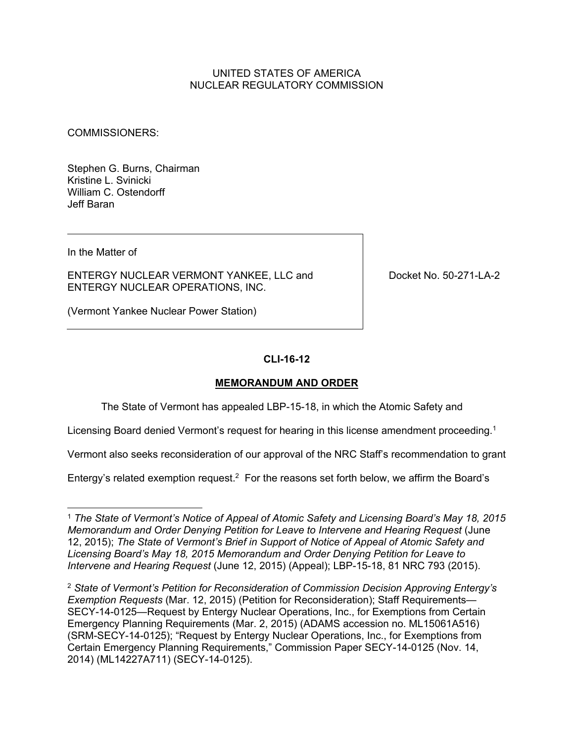UNITED STATES OF AMERICA
NUCLEAR REGULATORY COMMISSION

COMMISSIONERS:

Stephen G. Burns, Chairman
Kristine L. Svinicki
William C. Ostendorff
Jeff Baran

| In the Matter of ENTERGY NUCLEAR VERMONT YANKEE, LLC and ENTERGY NUCLEAR OPERATIONS, INC. (Vermont Yankee Nuclear Power Station) | Docket No. 50-271-LA-2 |
|---|---|

**CLI-16-12**

**MEMORANDUM AND ORDER**

The State of Vermont has appealed LBP-15-18, in which the Atomic Safety and Licensing Board denied Vermont's request for hearing in this license amendment proceeding.[1] Vermont also seeks reconsideration of our approval of the NRC Staff's recommendation to grant Entergy's related exemption request.[2] For the reasons set forth below, we affirm the Board's

---

[1] *The State of Vermont's Notice of Appeal of Atomic Safety and Licensing Board's May 18, 2015 Memorandum and Order Denying Petition for Leave to Intervene and Hearing Request* (June 12, 2015); *The State of Vermont's Brief in Support of Notice of Appeal of Atomic Safety and Licensing Board's May 18, 2015 Memorandum and Order Denying Petition for Leave to Intervene and Hearing Request* (June 12, 2015) (Appeal); LBP-15-18, 81 NRC 793 (2015).

[2] *State of Vermont's Petition for Reconsideration of Commission Decision Approving Entergy's Exemption Requests* (Mar. 12, 2015) (Petition for Reconsideration); Staff Requirements—SECY-14-0125—Request by Entergy Nuclear Operations, Inc., for Exemptions from Certain Emergency Planning Requirements (Mar. 2, 2015) (ADAMS accession no. ML15061A516) (SRM-SECY-14-0125); "Request by Entergy Nuclear Operations, Inc., for Exemptions from Certain Emergency Planning Requirements," Commission Paper SECY-14-0125 (Nov. 14, 2014) (ML14227A711) (SECY-14-0125).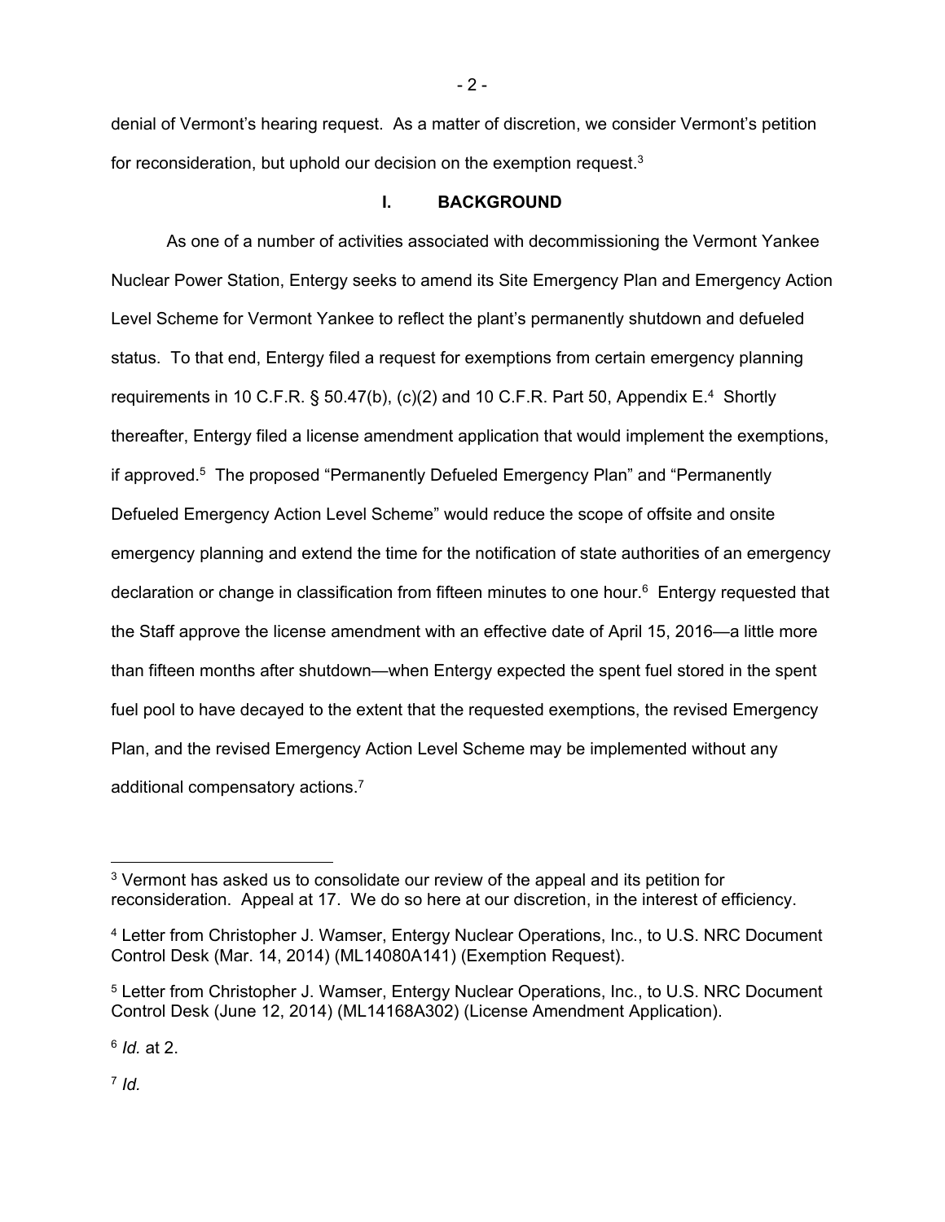denial of Vermont's hearing request. As a matter of discretion, we consider Vermont's petition for reconsideration, but uphold our decision on the exemption request.[3]

## I. BACKGROUND

As one of a number of activities associated with decommissioning the Vermont Yankee Nuclear Power Station, Entergy seeks to amend its Site Emergency Plan and Emergency Action Level Scheme for Vermont Yankee to reflect the plant's permanently shutdown and defueled status. To that end, Entergy filed a request for exemptions from certain emergency planning requirements in 10 C.F.R. § 50.47(b), (c)(2) and 10 C.F.R. Part 50, Appendix E.[4] Shortly thereafter, Entergy filed a license amendment application that would implement the exemptions, if approved.[5] The proposed "Permanently Defueled Emergency Plan" and "Permanently Defueled Emergency Action Level Scheme" would reduce the scope of offsite and onsite emergency planning and extend the time for the notification of state authorities of an emergency declaration or change in classification from fifteen minutes to one hour.[6] Entergy requested that the Staff approve the license amendment with an effective date of April 15, 2016—a little more than fifteen months after shutdown—when Entergy expected the spent fuel stored in the spent fuel pool to have decayed to the extent that the requested exemptions, the revised Emergency Plan, and the revised Emergency Action Level Scheme may be implemented without any additional compensatory actions.[7]

---

[3] Vermont has asked us to consolidate our review of the appeal and its petition for reconsideration. Appeal at 17. We do so here at our discretion, in the interest of efficiency.

[4] Letter from Christopher J. Wamser, Entergy Nuclear Operations, Inc., to U.S. NRC Document Control Desk (Mar. 14, 2014) (ML14080A141) (Exemption Request).

[5] Letter from Christopher J. Wamser, Entergy Nuclear Operations, Inc., to U.S. NRC Document Control Desk (June 12, 2014) (ML14168A302) (License Amendment Application).

[6] *Id.* at 2.

[7] *Id.*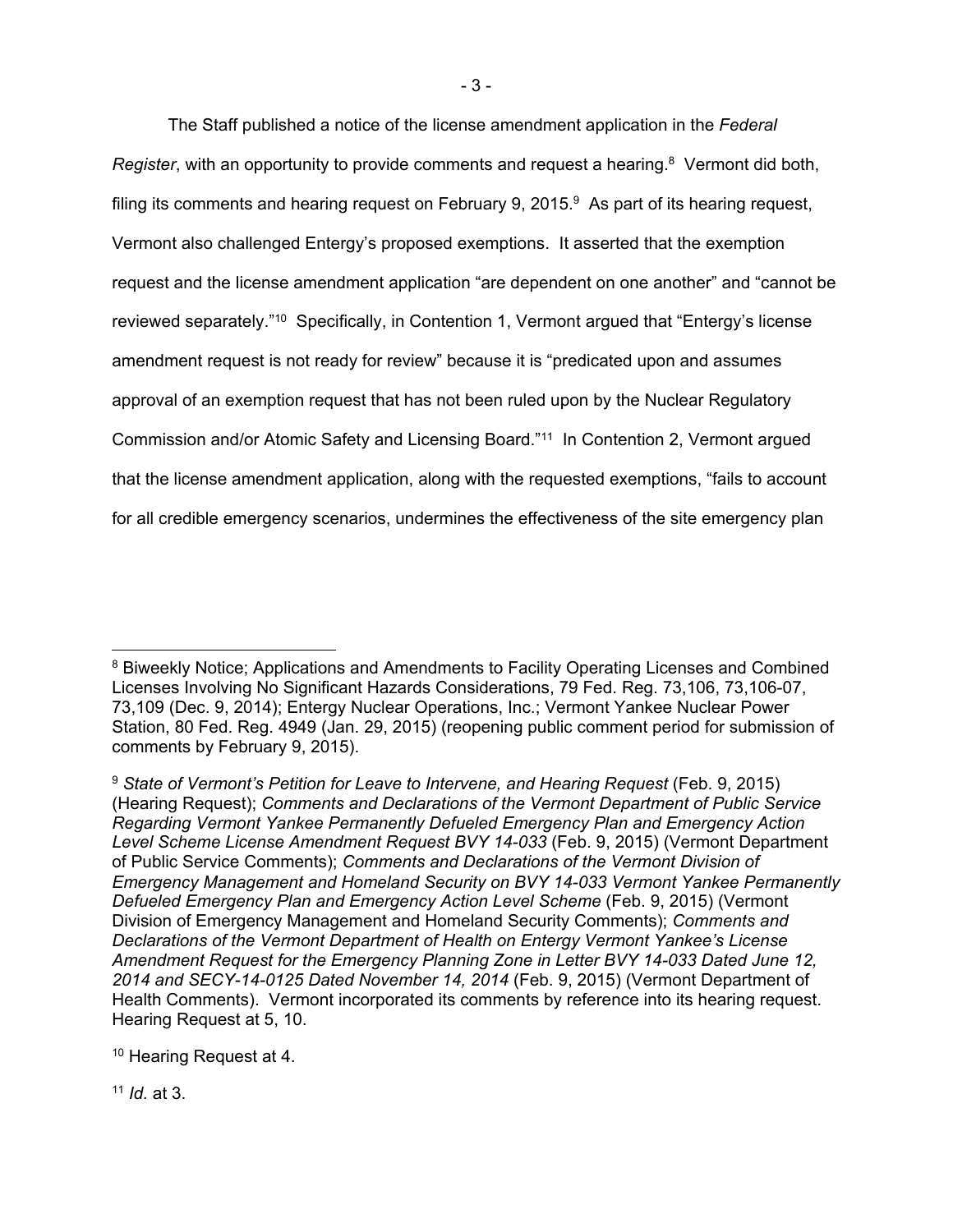The Staff published a notice of the license amendment application in the *Federal Register*, with an opportunity to provide comments and request a hearing.[8] Vermont did both, filing its comments and hearing request on February 9, 2015.[9] As part of its hearing request, Vermont also challenged Entergy's proposed exemptions. It asserted that the exemption request and the license amendment application "are dependent on one another" and "cannot be reviewed separately."[10] Specifically, in Contention 1, Vermont argued that "Entergy's license amendment request is not ready for review" because it is "predicated upon and assumes approval of an exemption request that has not been ruled upon by the Nuclear Regulatory Commission and/or Atomic Safety and Licensing Board."[11] In Contention 2, Vermont argued that the license amendment application, along with the requested exemptions, "fails to account for all credible emergency scenarios, undermines the effectiveness of the site emergency plan

---

[8] Biweekly Notice; Applications and Amendments to Facility Operating Licenses and Combined Licenses Involving No Significant Hazards Considerations, 79 Fed. Reg. 73,106, 73,106-07, 73,109 (Dec. 9, 2014); Entergy Nuclear Operations, Inc.; Vermont Yankee Nuclear Power Station, 80 Fed. Reg. 4949 (Jan. 29, 2015) (reopening public comment period for submission of comments by February 9, 2015).

[9] *State of Vermont's Petition for Leave to Intervene, and Hearing Request* (Feb. 9, 2015) (Hearing Request); *Comments and Declarations of the Vermont Department of Public Service Regarding Vermont Yankee Permanently Defueled Emergency Plan and Emergency Action Level Scheme License Amendment Request BVY 14-033* (Feb. 9, 2015) (Vermont Department of Public Service Comments); *Comments and Declarations of the Vermont Division of Emergency Management and Homeland Security on BVY 14-033 Vermont Yankee Permanently Defueled Emergency Plan and Emergency Action Level Scheme* (Feb. 9, 2015) (Vermont Division of Emergency Management and Homeland Security Comments); *Comments and Declarations of the Vermont Department of Health on Entergy Vermont Yankee's License Amendment Request for the Emergency Planning Zone in Letter BVY 14-033 Dated June 12, 2014 and SECY-14-0125 Dated November 14, 2014* (Feb. 9, 2015) (Vermont Department of Health Comments). Vermont incorporated its comments by reference into its hearing request. Hearing Request at 5, 10.

[10] Hearing Request at 4.

[11] *Id.* at 3.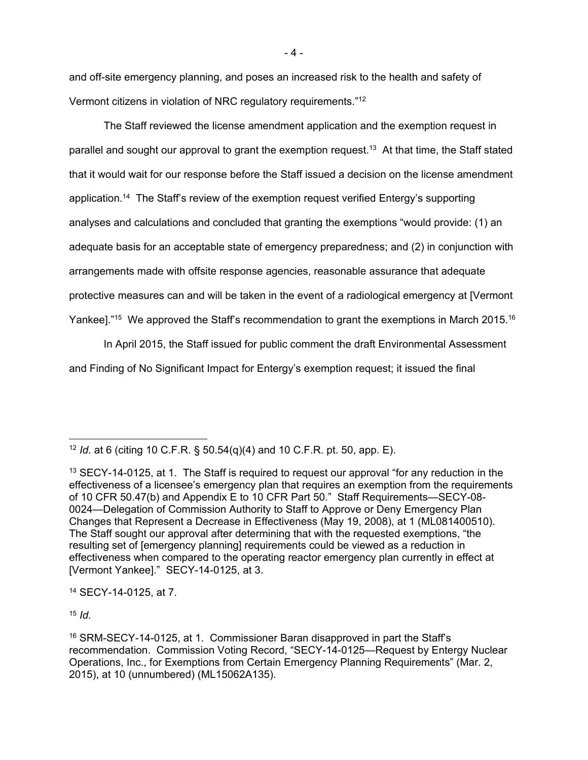and off-site emergency planning, and poses an increased risk to the health and safety of Vermont citizens in violation of NRC regulatory requirements."[12]

The Staff reviewed the license amendment application and the exemption request in parallel and sought our approval to grant the exemption request.[13] At that time, the Staff stated that it would wait for our response before the Staff issued a decision on the license amendment application.[14] The Staff's review of the exemption request verified Entergy's supporting analyses and calculations and concluded that granting the exemptions "would provide: (1) an adequate basis for an acceptable state of emergency preparedness; and (2) in conjunction with arrangements made with offsite response agencies, reasonable assurance that adequate protective measures can and will be taken in the event of a radiological emergency at [Vermont Yankee]."[15] We approved the Staff's recommendation to grant the exemptions in March 2015.[16]

In April 2015, the Staff issued for public comment the draft Environmental Assessment and Finding of No Significant Impact for Entergy's exemption request; it issued the final

---

[12] *Id.* at 6 (citing 10 C.F.R. § 50.54(q)(4) and 10 C.F.R. pt. 50, app. E).

[13] SECY-14-0125, at 1. The Staff is required to request our approval "for any reduction in the effectiveness of a licensee's emergency plan that requires an exemption from the requirements of 10 CFR 50.47(b) and Appendix E to 10 CFR Part 50." Staff Requirements—SECY-08-0024—Delegation of Commission Authority to Staff to Approve or Deny Emergency Plan Changes that Represent a Decrease in Effectiveness (May 19, 2008), at 1 (ML081400510). The Staff sought our approval after determining that with the requested exemptions, "the resulting set of [emergency planning] requirements could be viewed as a reduction in effectiveness when compared to the operating reactor emergency plan currently in effect at [Vermont Yankee]." SECY-14-0125, at 3.

[14] SECY-14-0125, at 7.

[15] *Id.*

[16] SRM-SECY-14-0125, at 1. Commissioner Baran disapproved in part the Staff's recommendation. Commission Voting Record, "SECY-14-0125—Request by Entergy Nuclear Operations, Inc., for Exemptions from Certain Emergency Planning Requirements" (Mar. 2, 2015), at 10 (unnumbered) (ML15062A135).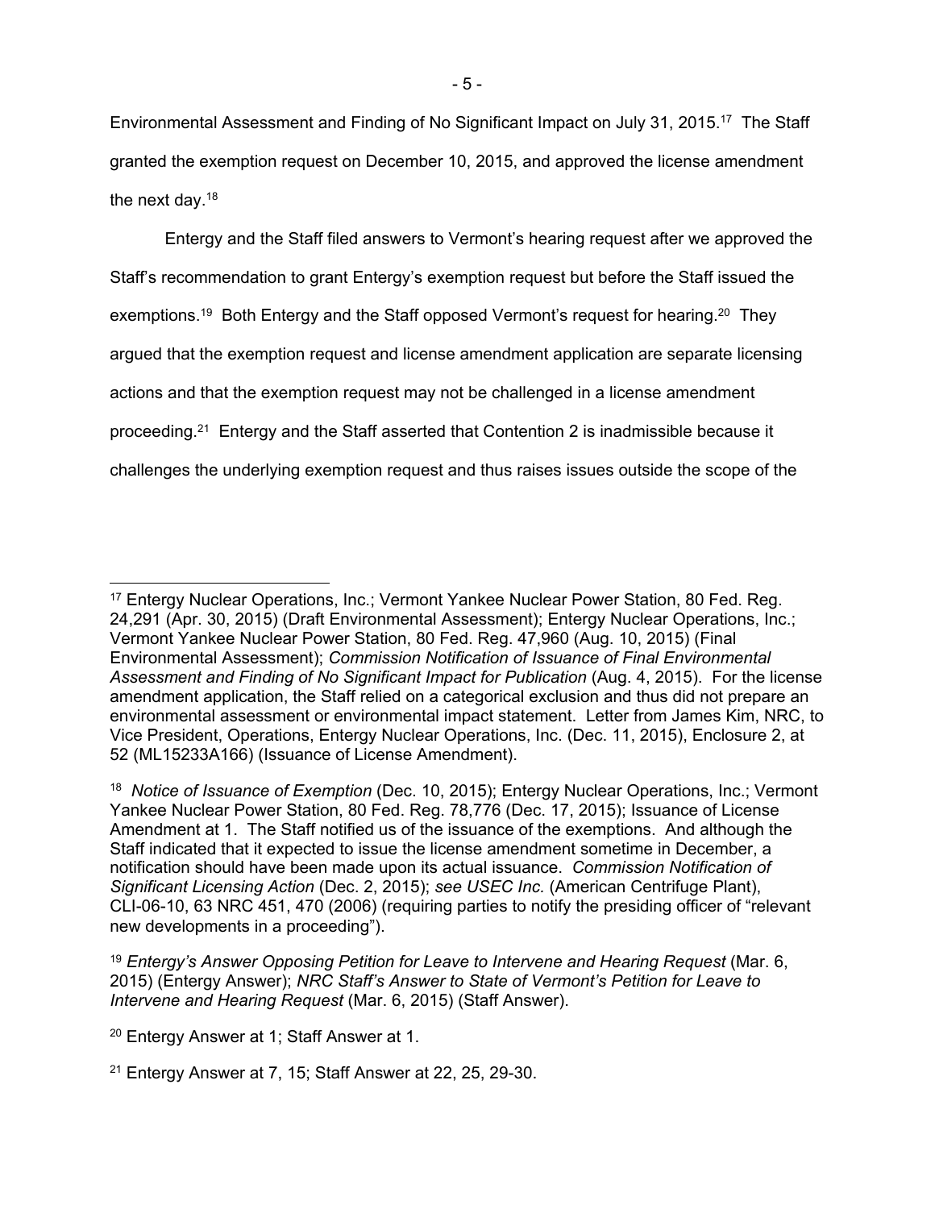Environmental Assessment and Finding of No Significant Impact on July 31, 2015.[17] The Staff granted the exemption request on December 10, 2015, and approved the license amendment the next day.[18]

Entergy and the Staff filed answers to Vermont's hearing request after we approved the Staff's recommendation to grant Entergy's exemption request but before the Staff issued the exemptions.[19] Both Entergy and the Staff opposed Vermont's request for hearing.[20] They argued that the exemption request and license amendment application are separate licensing actions and that the exemption request may not be challenged in a license amendment proceeding.[21] Entergy and the Staff asserted that Contention 2 is inadmissible because it challenges the underlying exemption request and thus raises issues outside the scope of the

---

[17] Entergy Nuclear Operations, Inc.; Vermont Yankee Nuclear Power Station, 80 Fed. Reg. 24,291 (Apr. 30, 2015) (Draft Environmental Assessment); Entergy Nuclear Operations, Inc.; Vermont Yankee Nuclear Power Station, 80 Fed. Reg. 47,960 (Aug. 10, 2015) (Final Environmental Assessment); *Commission Notification of Issuance of Final Environmental Assessment and Finding of No Significant Impact for Publication* (Aug. 4, 2015). For the license amendment application, the Staff relied on a categorical exclusion and thus did not prepare an environmental assessment or environmental impact statement. Letter from James Kim, NRC, to Vice President, Operations, Entergy Nuclear Operations, Inc. (Dec. 11, 2015), Enclosure 2, at 52 (ML15233A166) (Issuance of License Amendment).

[18] *Notice of Issuance of Exemption* (Dec. 10, 2015); Entergy Nuclear Operations, Inc.; Vermont Yankee Nuclear Power Station, 80 Fed. Reg. 78,776 (Dec. 17, 2015); Issuance of License Amendment at 1. The Staff notified us of the issuance of the exemptions. And although the Staff indicated that it expected to issue the license amendment sometime in December, a notification should have been made upon its actual issuance. *Commission Notification of Significant Licensing Action* (Dec. 2, 2015); *see USEC Inc.* (American Centrifuge Plant), CLI-06-10, 63 NRC 451, 470 (2006) (requiring parties to notify the presiding officer of "relevant new developments in a proceeding").

[19] *Entergy's Answer Opposing Petition for Leave to Intervene and Hearing Request* (Mar. 6, 2015) (Entergy Answer); *NRC Staff's Answer to State of Vermont's Petition for Leave to Intervene and Hearing Request* (Mar. 6, 2015) (Staff Answer).

[20] Entergy Answer at 1; Staff Answer at 1.

[21] Entergy Answer at 7, 15; Staff Answer at 22, 25, 29-30.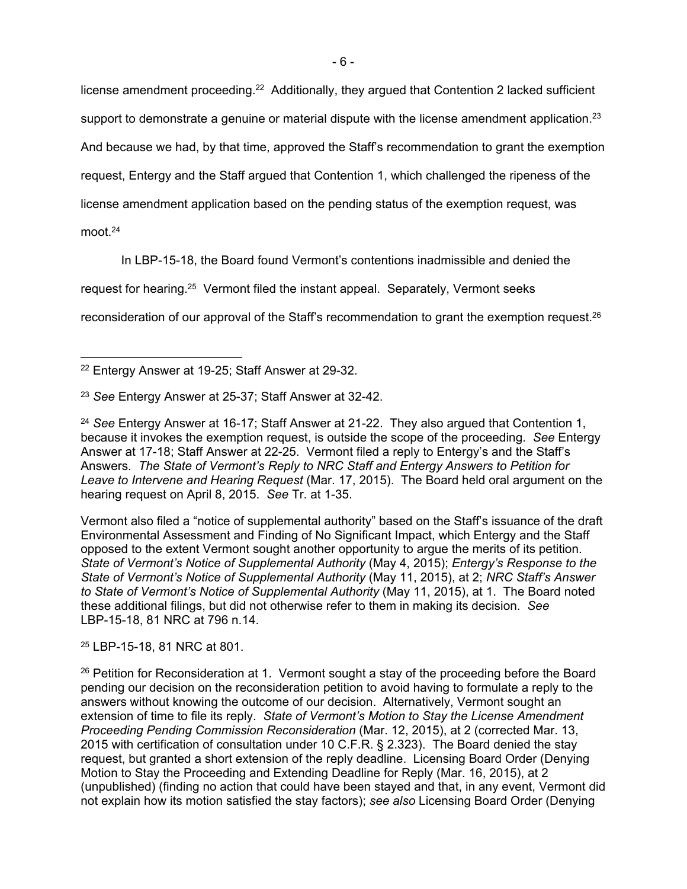license amendment proceeding.[22] Additionally, they argued that Contention 2 lacked sufficient support to demonstrate a genuine or material dispute with the license amendment application.[23] And because we had, by that time, approved the Staff's recommendation to grant the exemption request, Entergy and the Staff argued that Contention 1, which challenged the ripeness of the license amendment application based on the pending status of the exemption request, was moot.[24]

In LBP-15-18, the Board found Vermont's contentions inadmissible and denied the request for hearing.[25] Vermont filed the instant appeal. Separately, Vermont seeks reconsideration of our approval of the Staff's recommendation to grant the exemption request.[26]

---

[22] Entergy Answer at 19-25; Staff Answer at 29-32.

[23] *See* Entergy Answer at 25-37; Staff Answer at 32-42.

[24] *See* Entergy Answer at 16-17; Staff Answer at 21-22. They also argued that Contention 1, because it invokes the exemption request, is outside the scope of the proceeding. *See* Entergy Answer at 17-18; Staff Answer at 22-25. Vermont filed a reply to Entergy's and the Staff's Answers. *The State of Vermont's Reply to NRC Staff and Entergy Answers to Petition for Leave to Intervene and Hearing Request* (Mar. 17, 2015). The Board held oral argument on the hearing request on April 8, 2015. *See* Tr. at 1-35.

Vermont also filed a "notice of supplemental authority" based on the Staff's issuance of the draft Environmental Assessment and Finding of No Significant Impact, which Entergy and the Staff opposed to the extent Vermont sought another opportunity to argue the merits of its petition. *State of Vermont's Notice of Supplemental Authority* (May 4, 2015); *Entergy's Response to the State of Vermont's Notice of Supplemental Authority* (May 11, 2015), at 2; *NRC Staff's Answer to State of Vermont's Notice of Supplemental Authority* (May 11, 2015), at 1. The Board noted these additional filings, but did not otherwise refer to them in making its decision. *See* LBP-15-18, 81 NRC at 796 n.14.

[25] LBP-15-18, 81 NRC at 801.

[26] Petition for Reconsideration at 1. Vermont sought a stay of the proceeding before the Board pending our decision on the reconsideration petition to avoid having to formulate a reply to the answers without knowing the outcome of our decision. Alternatively, Vermont sought an extension of time to file its reply. *State of Vermont's Motion to Stay the License Amendment Proceeding Pending Commission Reconsideration* (Mar. 12, 2015), at 2 (corrected Mar. 13, 2015 with certification of consultation under 10 C.F.R. § 2.323). The Board denied the stay request, but granted a short extension of the reply deadline. Licensing Board Order (Denying Motion to Stay the Proceeding and Extending Deadline for Reply (Mar. 16, 2015), at 2 (unpublished) (finding no action that could have been stayed and that, in any event, Vermont did not explain how its motion satisfied the stay factors); *see also* Licensing Board Order (Denying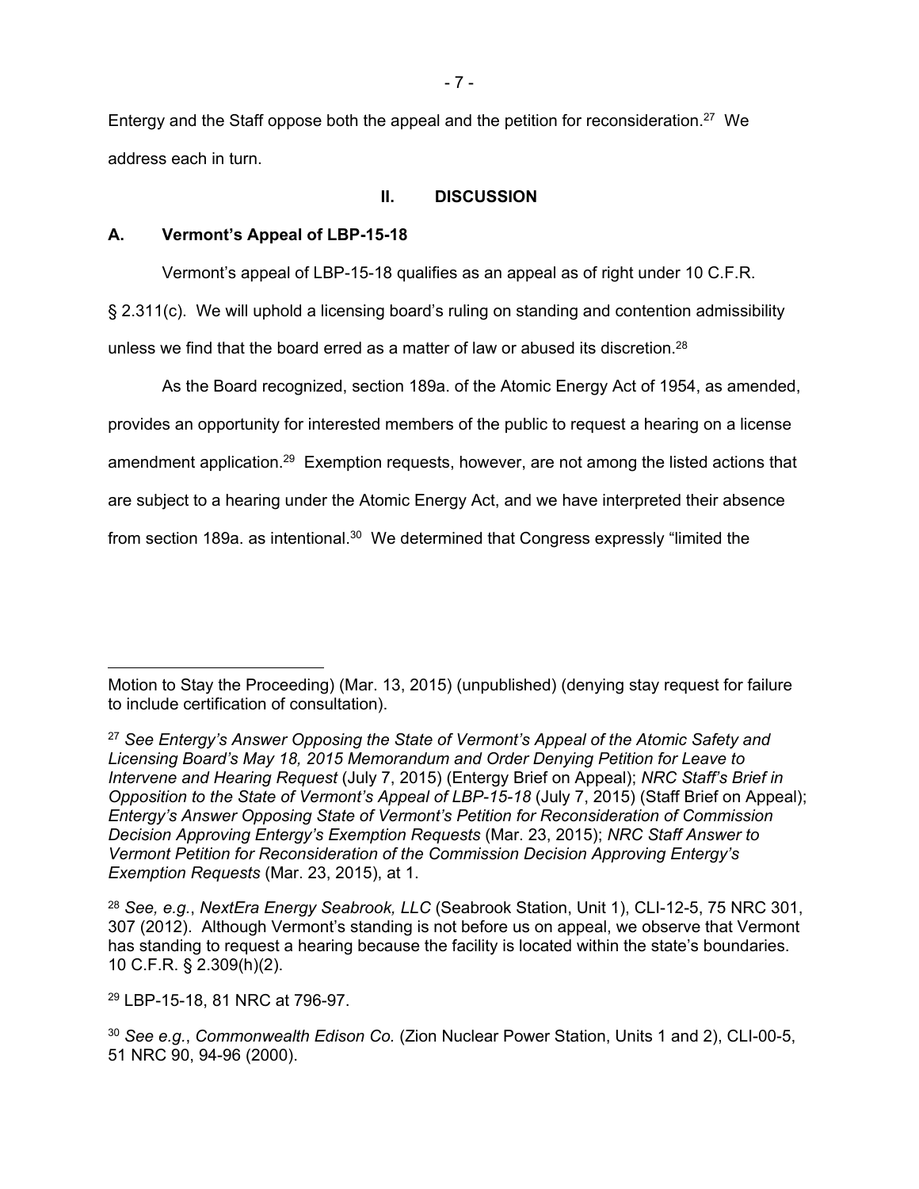Entergy and the Staff oppose both the appeal and the petition for reconsideration.[27] We address each in turn.

## II. DISCUSSION

### A. Vermont's Appeal of LBP-15-18

Vermont's appeal of LBP-15-18 qualifies as an appeal as of right under 10 C.F.R. § 2.311(c). We will uphold a licensing board's ruling on standing and contention admissibility unless we find that the board erred as a matter of law or abused its discretion.[28]

As the Board recognized, section 189a. of the Atomic Energy Act of 1954, as amended, provides an opportunity for interested members of the public to request a hearing on a license amendment application.[29] Exemption requests, however, are not among the listed actions that are subject to a hearing under the Atomic Energy Act, and we have interpreted their absence from section 189a. as intentional.[30] We determined that Congress expressly "limited the

---

Motion to Stay the Proceeding) (Mar. 13, 2015) (unpublished) (denying stay request for failure to include certification of consultation).

[27] *See Entergy's Answer Opposing the State of Vermont's Appeal of the Atomic Safety and Licensing Board's May 18, 2015 Memorandum and Order Denying Petition for Leave to Intervene and Hearing Request* (July 7, 2015) (Entergy Brief on Appeal); *NRC Staff's Brief in Opposition to the State of Vermont's Appeal of LBP-15-18* (July 7, 2015) (Staff Brief on Appeal); *Entergy's Answer Opposing State of Vermont's Petition for Reconsideration of Commission Decision Approving Entergy's Exemption Requests* (Mar. 23, 2015); *NRC Staff Answer to Vermont Petition for Reconsideration of the Commission Decision Approving Entergy's Exemption Requests* (Mar. 23, 2015), at 1.

[28] *See, e.g.*, *NextEra Energy Seabrook, LLC* (Seabrook Station, Unit 1), CLI-12-5, 75 NRC 301, 307 (2012). Although Vermont's standing is not before us on appeal, we observe that Vermont has standing to request a hearing because the facility is located within the state's boundaries. 10 C.F.R. § 2.309(h)(2).

[29] LBP-15-18, 81 NRC at 796-97.

[30] *See e.g.*, *Commonwealth Edison Co.* (Zion Nuclear Power Station, Units 1 and 2), CLI-00-5, 51 NRC 90, 94-96 (2000).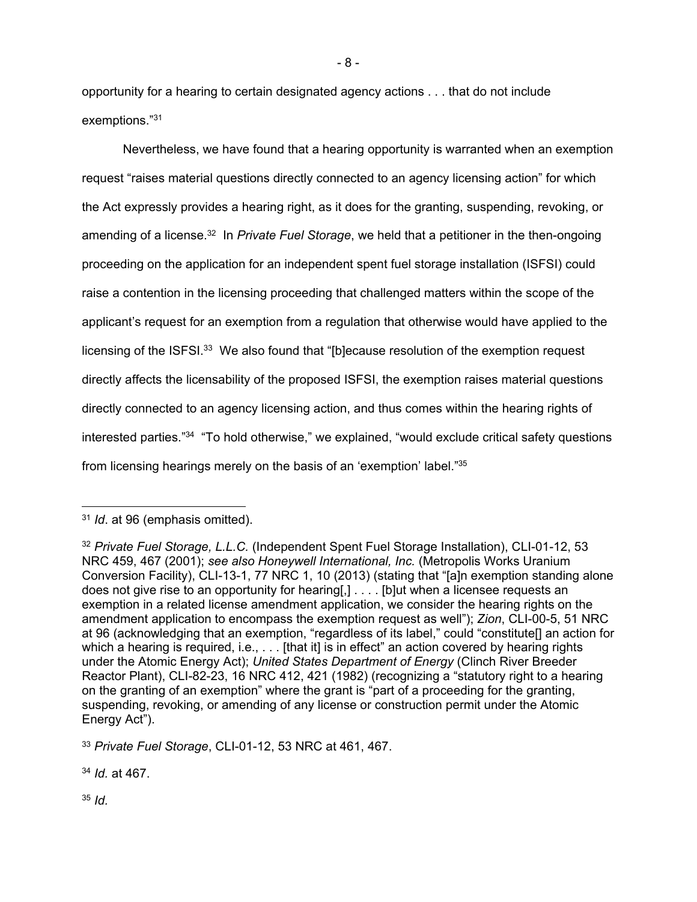opportunity for a hearing to certain designated agency actions . . . that do not include exemptions."[31]

Nevertheless, we have found that a hearing opportunity is warranted when an exemption request "raises material questions directly connected to an agency licensing action" for which the Act expressly provides a hearing right, as it does for the granting, suspending, revoking, or amending of a license.[32] In *Private Fuel Storage*, we held that a petitioner in the then-ongoing proceeding on the application for an independent spent fuel storage installation (ISFSI) could raise a contention in the licensing proceeding that challenged matters within the scope of the applicant's request for an exemption from a regulation that otherwise would have applied to the licensing of the ISFSI.[33] We also found that "[b]ecause resolution of the exemption request directly affects the licensability of the proposed ISFSI, the exemption raises material questions directly connected to an agency licensing action, and thus comes within the hearing rights of interested parties."[34] "To hold otherwise," we explained, "would exclude critical safety questions from licensing hearings merely on the basis of an 'exemption' label."[35]

---

[31] *Id*. at 96 (emphasis omitted).

[32] *Private Fuel Storage, L.L.C.* (Independent Spent Fuel Storage Installation), CLI-01-12, 53 NRC 459, 467 (2001); *see also Honeywell International, Inc.* (Metropolis Works Uranium Conversion Facility), CLI-13-1, 77 NRC 1, 10 (2013) (stating that "[a]n exemption standing alone does not give rise to an opportunity for hearing[,] . . . . [b]ut when a licensee requests an exemption in a related license amendment application, we consider the hearing rights on the amendment application to encompass the exemption request as well"); *Zion*, CLI-00-5, 51 NRC at 96 (acknowledging that an exemption, "regardless of its label," could "constitute[] an action for which a hearing is required, i.e., . . . [that it] is in effect" an action covered by hearing rights under the Atomic Energy Act); *United States Department of Energy* (Clinch River Breeder Reactor Plant), CLI-82-23, 16 NRC 412, 421 (1982) (recognizing a "statutory right to a hearing on the granting of an exemption" where the grant is "part of a proceeding for the granting, suspending, revoking, or amending of any license or construction permit under the Atomic Energy Act").

[33] *Private Fuel Storage*, CLI-01-12, 53 NRC at 461, 467.

[34] *Id.* at 467.

[35] *Id.*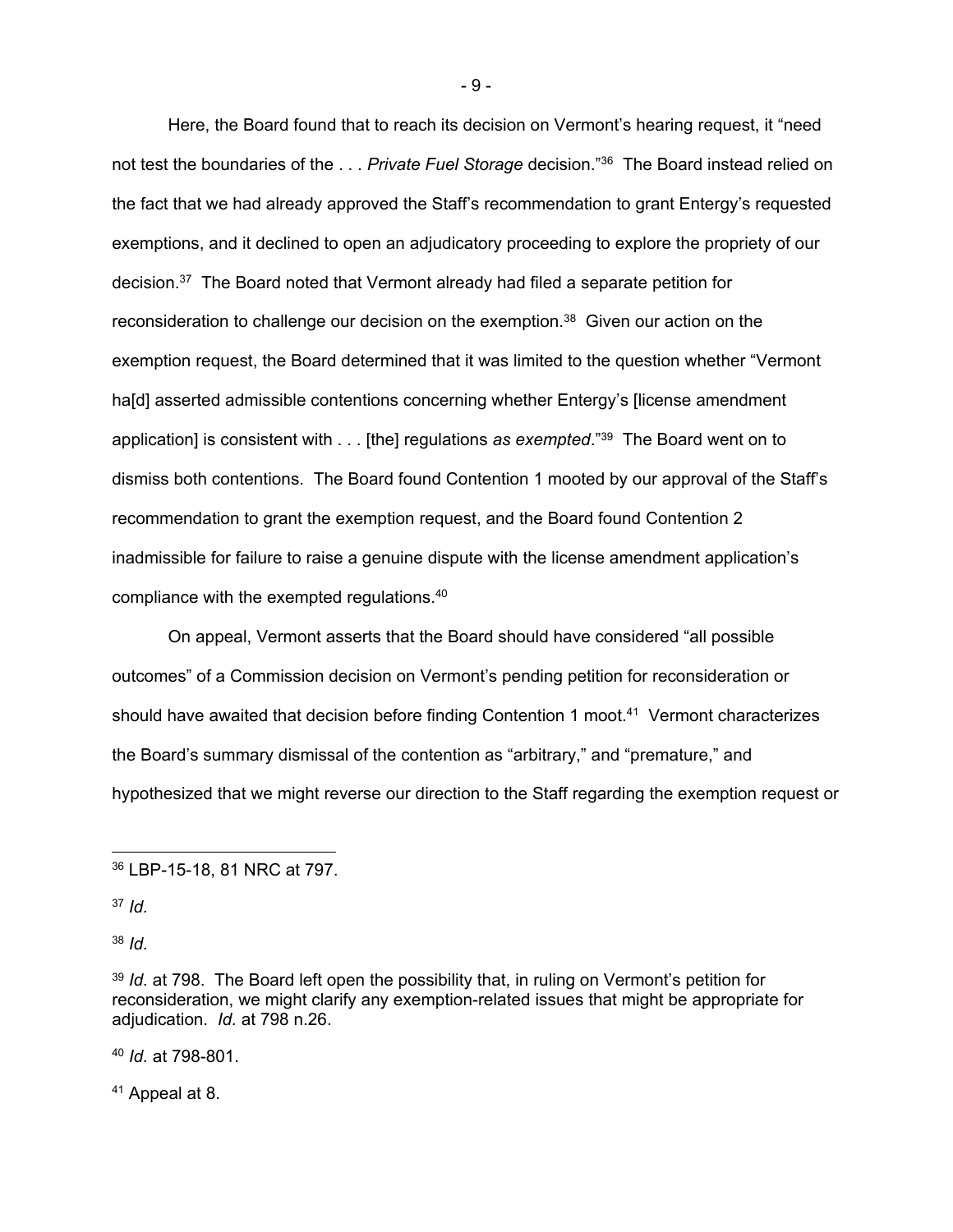Here, the Board found that to reach its decision on Vermont's hearing request, it "need not test the boundaries of the . . . *Private Fuel Storage* decision."[36] The Board instead relied on the fact that we had already approved the Staff's recommendation to grant Entergy's requested exemptions, and it declined to open an adjudicatory proceeding to explore the propriety of our decision.[37] The Board noted that Vermont already had filed a separate petition for reconsideration to challenge our decision on the exemption.[38] Given our action on the exemption request, the Board determined that it was limited to the question whether "Vermont ha[d] asserted admissible contentions concerning whether Entergy's [license amendment application] is consistent with . . . [the] regulations *as exempted*."[39] The Board went on to dismiss both contentions. The Board found Contention 1 mooted by our approval of the Staff's recommendation to grant the exemption request, and the Board found Contention 2 inadmissible for failure to raise a genuine dispute with the license amendment application's compliance with the exempted regulations.[40]

On appeal, Vermont asserts that the Board should have considered "all possible outcomes" of a Commission decision on Vermont's pending petition for reconsideration or should have awaited that decision before finding Contention 1 moot.[41] Vermont characterizes the Board's summary dismissal of the contention as "arbitrary," and "premature," and hypothesized that we might reverse our direction to the Staff regarding the exemption request or

---

[36] LBP-15-18, 81 NRC at 797.

[37] *Id.*

[38] *Id.*

[39] *Id.* at 798. The Board left open the possibility that, in ruling on Vermont's petition for reconsideration, we might clarify any exemption-related issues that might be appropriate for adjudication. *Id.* at 798 n.26.

[40] *Id.* at 798-801.

[41] Appeal at 8.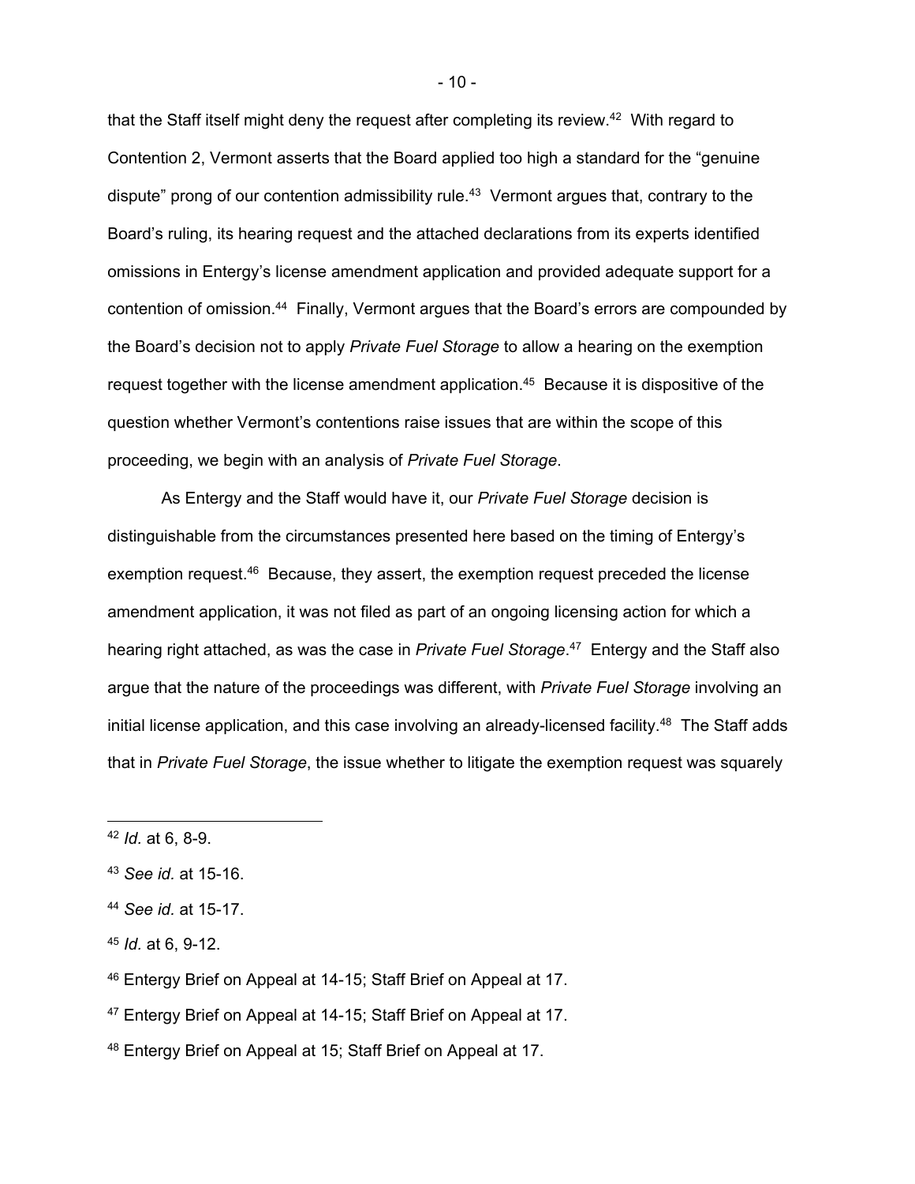that the Staff itself might deny the request after completing its review.[42] With regard to Contention 2, Vermont asserts that the Board applied too high a standard for the "genuine dispute" prong of our contention admissibility rule.[43] Vermont argues that, contrary to the Board's ruling, its hearing request and the attached declarations from its experts identified omissions in Entergy's license amendment application and provided adequate support for a contention of omission.[44] Finally, Vermont argues that the Board's errors are compounded by the Board's decision not to apply *Private Fuel Storage* to allow a hearing on the exemption request together with the license amendment application.[45] Because it is dispositive of the question whether Vermont's contentions raise issues that are within the scope of this proceeding, we begin with an analysis of *Private Fuel Storage*.

As Entergy and the Staff would have it, our *Private Fuel Storage* decision is distinguishable from the circumstances presented here based on the timing of Entergy's exemption request.[46] Because, they assert, the exemption request preceded the license amendment application, it was not filed as part of an ongoing licensing action for which a hearing right attached, as was the case in *Private Fuel Storage*.[47] Entergy and the Staff also argue that the nature of the proceedings was different, with *Private Fuel Storage* involving an initial license application, and this case involving an already-licensed facility.[48] The Staff adds that in *Private Fuel Storage*, the issue whether to litigate the exemption request was squarely

---

[42] *Id.* at 6, 8-9.

[43] *See id.* at 15-16.

[44] *See id.* at 15-17.

[45] *Id.* at 6, 9-12.

[46] Entergy Brief on Appeal at 14-15; Staff Brief on Appeal at 17.

[47] Entergy Brief on Appeal at 14-15; Staff Brief on Appeal at 17.

[48] Entergy Brief on Appeal at 15; Staff Brief on Appeal at 17.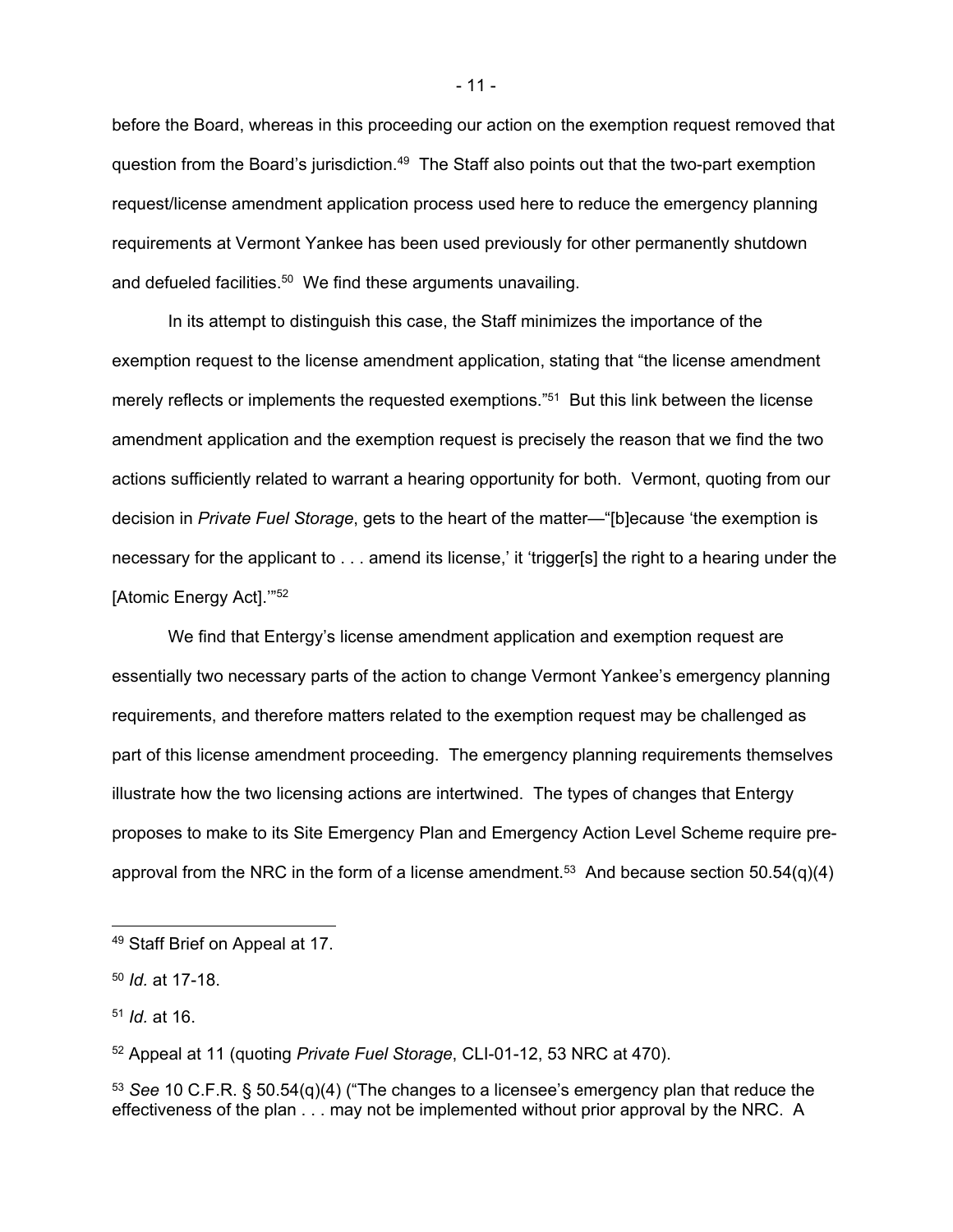before the Board, whereas in this proceeding our action on the exemption request removed that question from the Board's jurisdiction.[49] The Staff also points out that the two-part exemption request/license amendment application process used here to reduce the emergency planning requirements at Vermont Yankee has been used previously for other permanently shutdown and defueled facilities.[50] We find these arguments unavailing.

In its attempt to distinguish this case, the Staff minimizes the importance of the exemption request to the license amendment application, stating that "the license amendment merely reflects or implements the requested exemptions."[51] But this link between the license amendment application and the exemption request is precisely the reason that we find the two actions sufficiently related to warrant a hearing opportunity for both. Vermont, quoting from our decision in *Private Fuel Storage*, gets to the heart of the matter—"[b]ecause 'the exemption is necessary for the applicant to . . . amend its license,' it 'trigger[s] the right to a hearing under the [Atomic Energy Act].'"[52]

We find that Entergy's license amendment application and exemption request are essentially two necessary parts of the action to change Vermont Yankee's emergency planning requirements, and therefore matters related to the exemption request may be challenged as part of this license amendment proceeding. The emergency planning requirements themselves illustrate how the two licensing actions are intertwined. The types of changes that Entergy proposes to make to its Site Emergency Plan and Emergency Action Level Scheme require pre-approval from the NRC in the form of a license amendment.[53] And because section 50.54(q)(4)

---

[49] Staff Brief on Appeal at 17.

[50] *Id.* at 17-18.

[51] *Id.* at 16.

[52] Appeal at 11 (quoting *Private Fuel Storage*, CLI-01-12, 53 NRC at 470).

[53] *See* 10 C.F.R. § 50.54(q)(4) ("The changes to a licensee's emergency plan that reduce the effectiveness of the plan . . . may not be implemented without prior approval by the NRC. A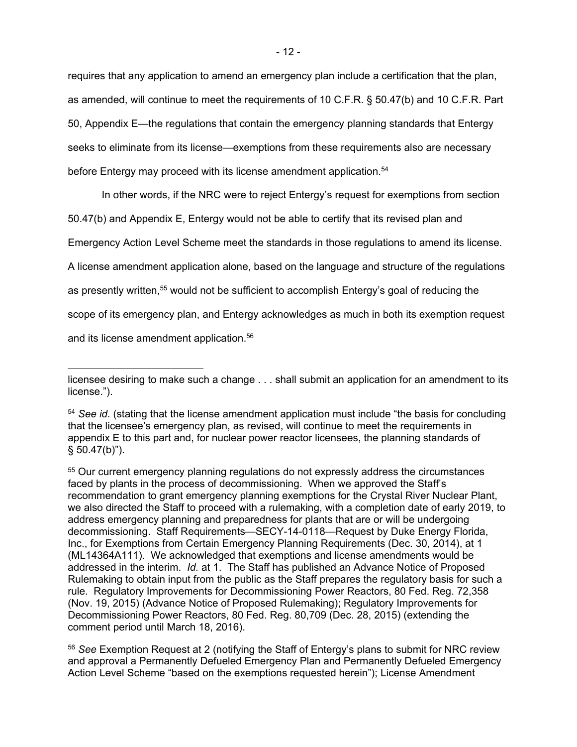requires that any application to amend an emergency plan include a certification that the plan, as amended, will continue to meet the requirements of 10 C.F.R. § 50.47(b) and 10 C.F.R. Part 50, Appendix E—the regulations that contain the emergency planning standards that Entergy seeks to eliminate from its license—exemptions from these requirements also are necessary before Entergy may proceed with its license amendment application.[54]

In other words, if the NRC were to reject Entergy's request for exemptions from section 50.47(b) and Appendix E, Entergy would not be able to certify that its revised plan and Emergency Action Level Scheme meet the standards in those regulations to amend its license. A license amendment application alone, based on the language and structure of the regulations as presently written,[55] would not be sufficient to accomplish Entergy's goal of reducing the scope of its emergency plan, and Entergy acknowledges as much in both its exemption request and its license amendment application.[56]

---

licensee desiring to make such a change . . . shall submit an application for an amendment to its license.").

[54] *See id*. (stating that the license amendment application must include "the basis for concluding that the licensee's emergency plan, as revised, will continue to meet the requirements in appendix E to this part and, for nuclear power reactor licensees, the planning standards of § 50.47(b)").

[55] Our current emergency planning regulations do not expressly address the circumstances faced by plants in the process of decommissioning. When we approved the Staff's recommendation to grant emergency planning exemptions for the Crystal River Nuclear Plant, we also directed the Staff to proceed with a rulemaking, with a completion date of early 2019, to address emergency planning and preparedness for plants that are or will be undergoing decommissioning. Staff Requirements—SECY-14-0118—Request by Duke Energy Florida, Inc., for Exemptions from Certain Emergency Planning Requirements (Dec. 30, 2014), at 1 (ML14364A111). We acknowledged that exemptions and license amendments would be addressed in the interim. *Id*. at 1. The Staff has published an Advance Notice of Proposed Rulemaking to obtain input from the public as the Staff prepares the regulatory basis for such a rule. Regulatory Improvements for Decommissioning Power Reactors, 80 Fed. Reg. 72,358 (Nov. 19, 2015) (Advance Notice of Proposed Rulemaking); Regulatory Improvements for Decommissioning Power Reactors, 80 Fed. Reg. 80,709 (Dec. 28, 2015) (extending the comment period until March 18, 2016).

[56] *See* Exemption Request at 2 (notifying the Staff of Entergy's plans to submit for NRC review and approval a Permanently Defueled Emergency Plan and Permanently Defueled Emergency Action Level Scheme "based on the exemptions requested herein"); License Amendment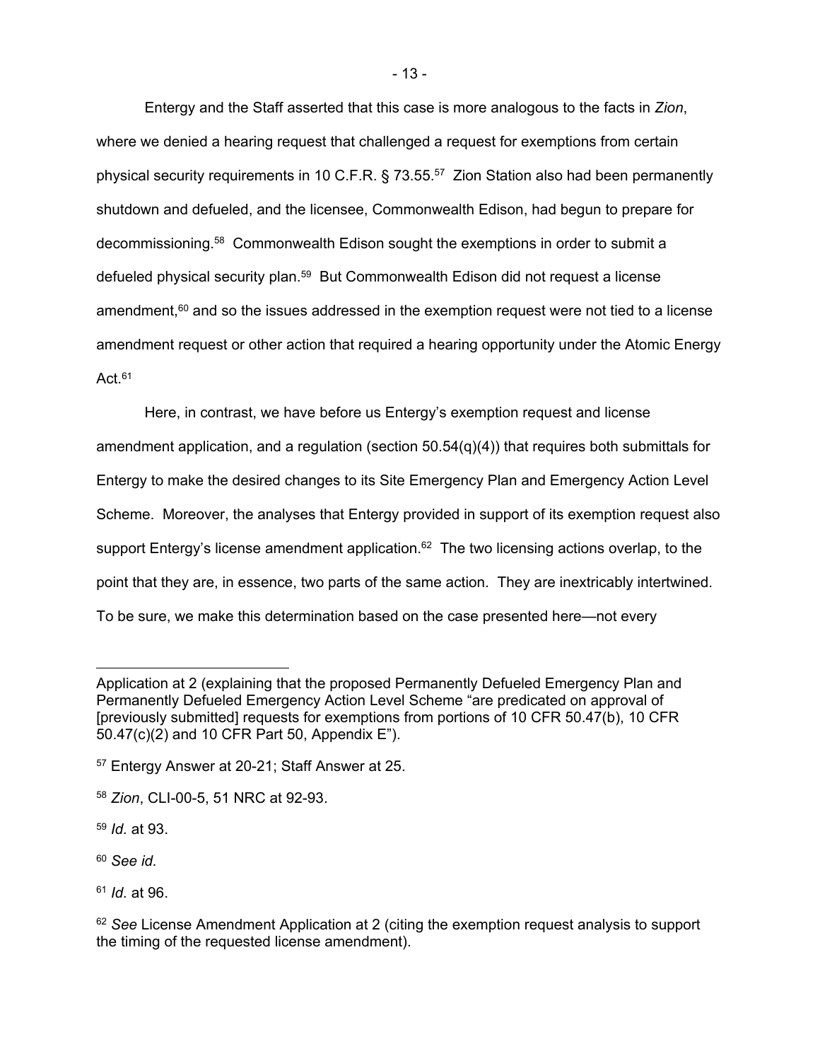Entergy and the Staff asserted that this case is more analogous to the facts in *Zion*, where we denied a hearing request that challenged a request for exemptions from certain physical security requirements in 10 C.F.R. § 73.55.[57] Zion Station also had been permanently shutdown and defueled, and the licensee, Commonwealth Edison, had begun to prepare for decommissioning.[58] Commonwealth Edison sought the exemptions in order to submit a defueled physical security plan.[59] But Commonwealth Edison did not request a license amendment,[60] and so the issues addressed in the exemption request were not tied to a license amendment request or other action that required a hearing opportunity under the Atomic Energy Act.[61]

Here, in contrast, we have before us Entergy's exemption request and license amendment application, and a regulation (section 50.54(q)(4)) that requires both submittals for Entergy to make the desired changes to its Site Emergency Plan and Emergency Action Level Scheme. Moreover, the analyses that Entergy provided in support of its exemption request also support Entergy's license amendment application.[62] The two licensing actions overlap, to the point that they are, in essence, two parts of the same action. They are inextricably intertwined. To be sure, we make this determination based on the case presented here—not every

---

Application at 2 (explaining that the proposed Permanently Defueled Emergency Plan and Permanently Defueled Emergency Action Level Scheme "are predicated on approval of [previously submitted] requests for exemptions from portions of 10 CFR 50.47(b), 10 CFR 50.47(c)(2) and 10 CFR Part 50, Appendix E").

[57] Entergy Answer at 20-21; Staff Answer at 25.

[58] *Zion*, CLI-00-5, 51 NRC at 92-93.

[59] *Id.* at 93.

[60] *See id.*

[61] *Id.* at 96.

[62] *See* License Amendment Application at 2 (citing the exemption request analysis to support the timing of the requested license amendment).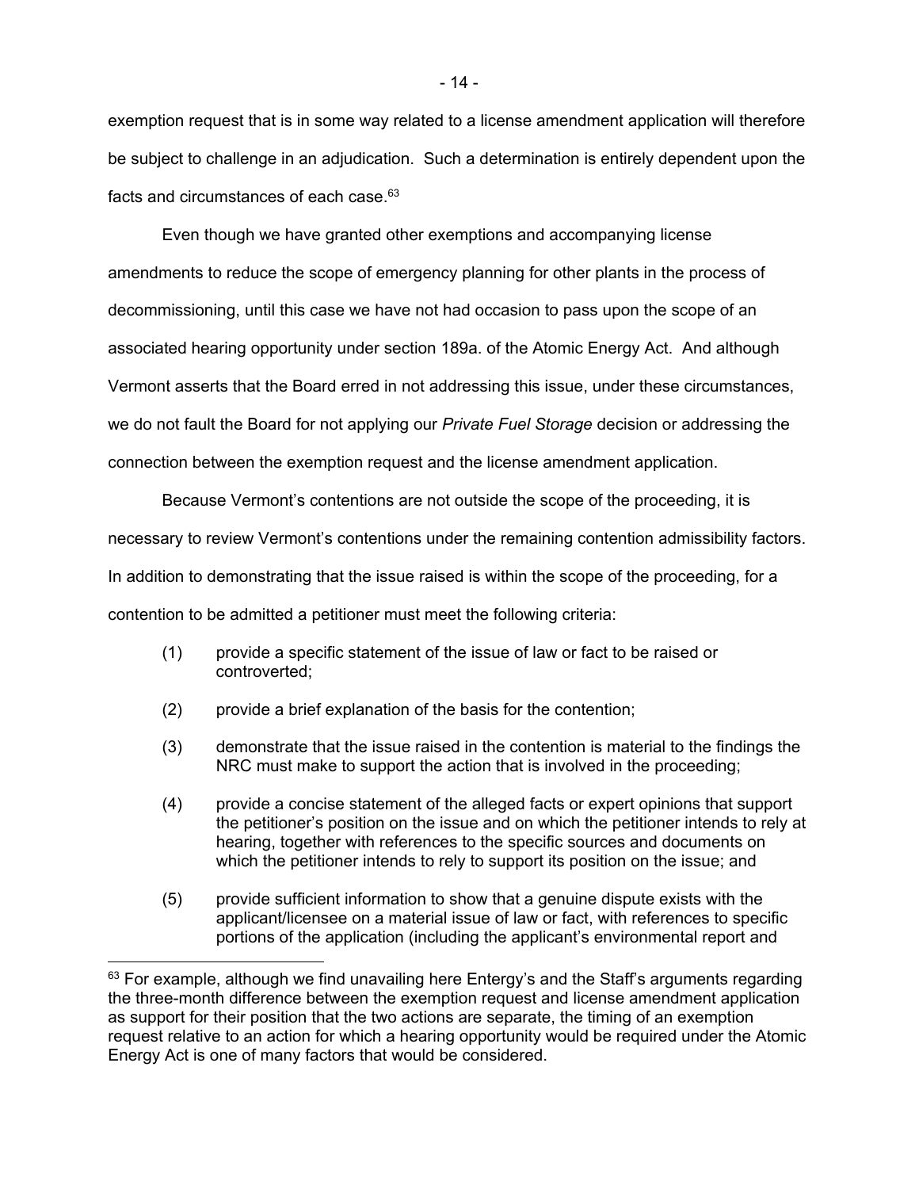exemption request that is in some way related to a license amendment application will therefore be subject to challenge in an adjudication. Such a determination is entirely dependent upon the facts and circumstances of each case.[63]

Even though we have granted other exemptions and accompanying license amendments to reduce the scope of emergency planning for other plants in the process of decommissioning, until this case we have not had occasion to pass upon the scope of an associated hearing opportunity under section 189a. of the Atomic Energy Act. And although Vermont asserts that the Board erred in not addressing this issue, under these circumstances, we do not fault the Board for not applying our *Private Fuel Storage* decision or addressing the connection between the exemption request and the license amendment application.

Because Vermont's contentions are not outside the scope of the proceeding, it is necessary to review Vermont's contentions under the remaining contention admissibility factors. In addition to demonstrating that the issue raised is within the scope of the proceeding, for a contention to be admitted a petitioner must meet the following criteria:

(1) provide a specific statement of the issue of law or fact to be raised or controverted;

(2) provide a brief explanation of the basis for the contention;

(3) demonstrate that the issue raised in the contention is material to the findings the NRC must make to support the action that is involved in the proceeding;

(4) provide a concise statement of the alleged facts or expert opinions that support the petitioner's position on the issue and on which the petitioner intends to rely at hearing, together with references to the specific sources and documents on which the petitioner intends to rely to support its position on the issue; and

(5) provide sufficient information to show that a genuine dispute exists with the applicant/licensee on a material issue of law or fact, with references to specific portions of the application (including the applicant's environmental report and

---

[63] For example, although we find unavailing here Entergy's and the Staff's arguments regarding the three-month difference between the exemption request and license amendment application as support for their position that the two actions are separate, the timing of an exemption request relative to an action for which a hearing opportunity would be required under the Atomic Energy Act is one of many factors that would be considered.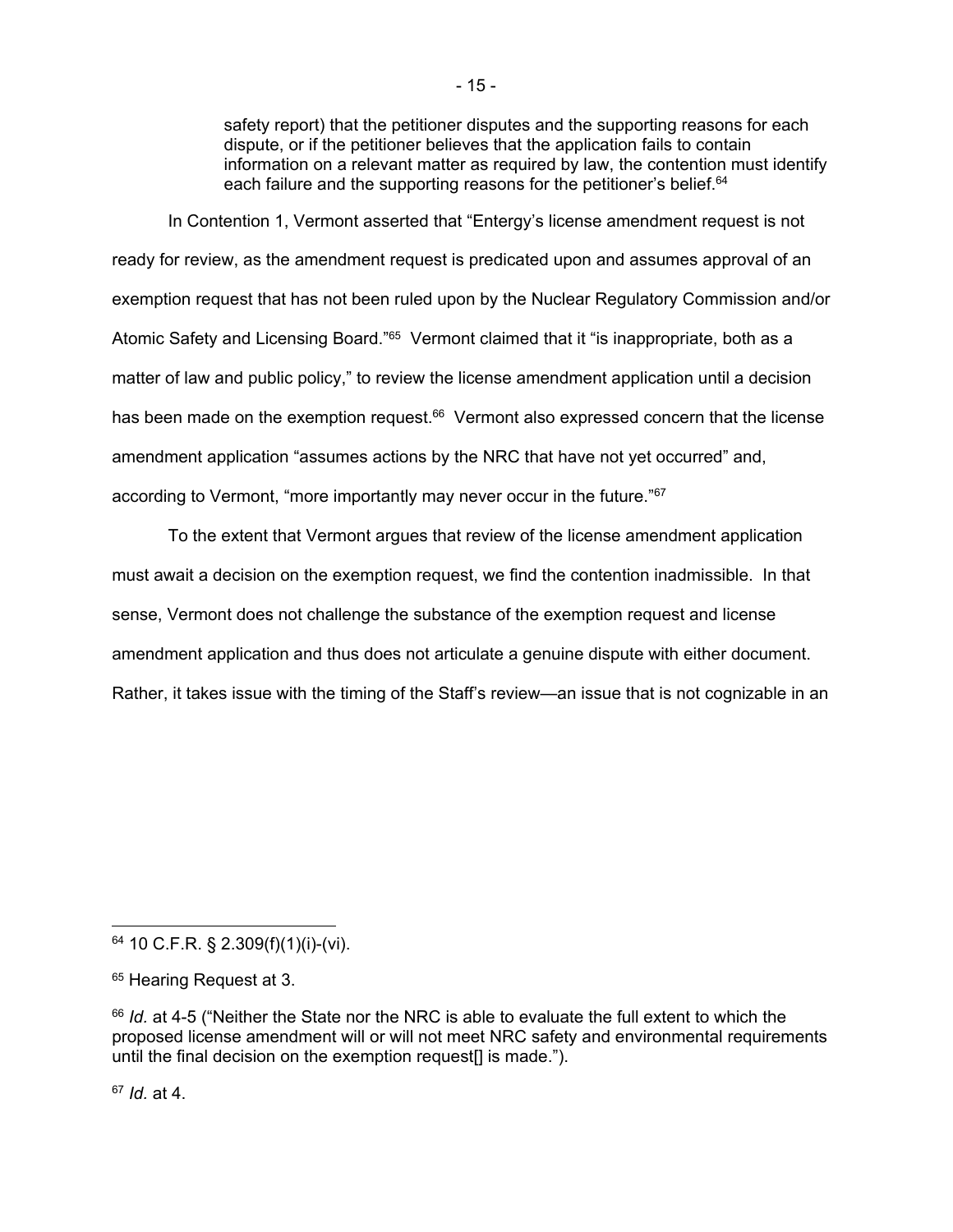> safety report) that the petitioner disputes and the supporting reasons for each dispute, or if the petitioner believes that the application fails to contain information on a relevant matter as required by law, the contention must identify each failure and the supporting reasons for the petitioner's belief.[64]

In Contention 1, Vermont asserted that "Entergy's license amendment request is not ready for review, as the amendment request is predicated upon and assumes approval of an exemption request that has not been ruled upon by the Nuclear Regulatory Commission and/or Atomic Safety and Licensing Board."[65] Vermont claimed that it "is inappropriate, both as a matter of law and public policy," to review the license amendment application until a decision has been made on the exemption request.[66] Vermont also expressed concern that the license amendment application "assumes actions by the NRC that have not yet occurred" and, according to Vermont, "more importantly may never occur in the future."[67]

To the extent that Vermont argues that review of the license amendment application must await a decision on the exemption request, we find the contention inadmissible. In that sense, Vermont does not challenge the substance of the exemption request and license amendment application and thus does not articulate a genuine dispute with either document. Rather, it takes issue with the timing of the Staff's review—an issue that is not cognizable in an

---

[64] 10 C.F.R. § 2.309(f)(1)(i)-(vi).

[65] Hearing Request at 3.

[66] *Id.* at 4-5 ("Neither the State nor the NRC is able to evaluate the full extent to which the proposed license amendment will or will not meet NRC safety and environmental requirements until the final decision on the exemption request[] is made.").

[67] *Id.* at 4.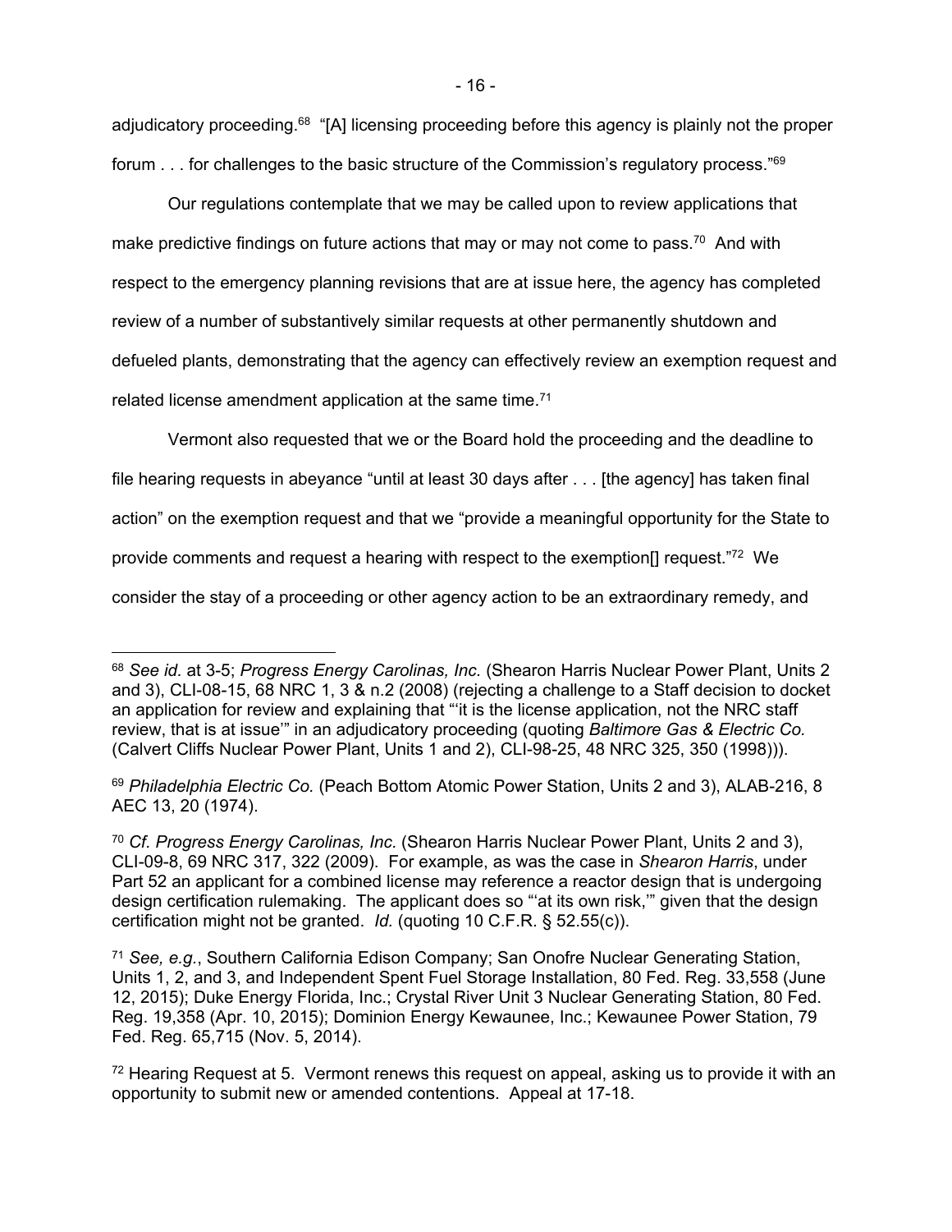adjudicatory proceeding.[68] "[A] licensing proceeding before this agency is plainly not the proper forum . . . for challenges to the basic structure of the Commission's regulatory process."[69]

Our regulations contemplate that we may be called upon to review applications that make predictive findings on future actions that may or may not come to pass.[70] And with respect to the emergency planning revisions that are at issue here, the agency has completed review of a number of substantively similar requests at other permanently shutdown and defueled plants, demonstrating that the agency can effectively review an exemption request and related license amendment application at the same time.[71]

Vermont also requested that we or the Board hold the proceeding and the deadline to file hearing requests in abeyance "until at least 30 days after . . . [the agency] has taken final action" on the exemption request and that we "provide a meaningful opportunity for the State to provide comments and request a hearing with respect to the exemption[] request."[72] We consider the stay of a proceeding or other agency action to be an extraordinary remedy, and

---

[68] *See id*. at 3-5; *Progress Energy Carolinas, Inc.* (Shearon Harris Nuclear Power Plant, Units 2 and 3), CLI-08-15, 68 NRC 1, 3 & n.2 (2008) (rejecting a challenge to a Staff decision to docket an application for review and explaining that "'it is the license application, not the NRC staff review, that is at issue'" in an adjudicatory proceeding (quoting *Baltimore Gas & Electric Co.* (Calvert Cliffs Nuclear Power Plant, Units 1 and 2), CLI-98-25, 48 NRC 325, 350 (1998))).

[69] *Philadelphia Electric Co.* (Peach Bottom Atomic Power Station, Units 2 and 3), ALAB-216, 8 AEC 13, 20 (1974).

[70] *Cf. Progress Energy Carolinas, Inc.* (Shearon Harris Nuclear Power Plant, Units 2 and 3), CLI-09-8, 69 NRC 317, 322 (2009). For example, as was the case in *Shearon Harris*, under Part 52 an applicant for a combined license may reference a reactor design that is undergoing design certification rulemaking. The applicant does so "'at its own risk,'" given that the design certification might not be granted. *Id.* (quoting 10 C.F.R. § 52.55(c)).

[71] *See, e.g.*, Southern California Edison Company; San Onofre Nuclear Generating Station, Units 1, 2, and 3, and Independent Spent Fuel Storage Installation, 80 Fed. Reg. 33,558 (June 12, 2015); Duke Energy Florida, Inc.; Crystal River Unit 3 Nuclear Generating Station, 80 Fed. Reg. 19,358 (Apr. 10, 2015); Dominion Energy Kewaunee, Inc.; Kewaunee Power Station, 79 Fed. Reg. 65,715 (Nov. 5, 2014).

[72] Hearing Request at 5. Vermont renews this request on appeal, asking us to provide it with an opportunity to submit new or amended contentions. Appeal at 17-18.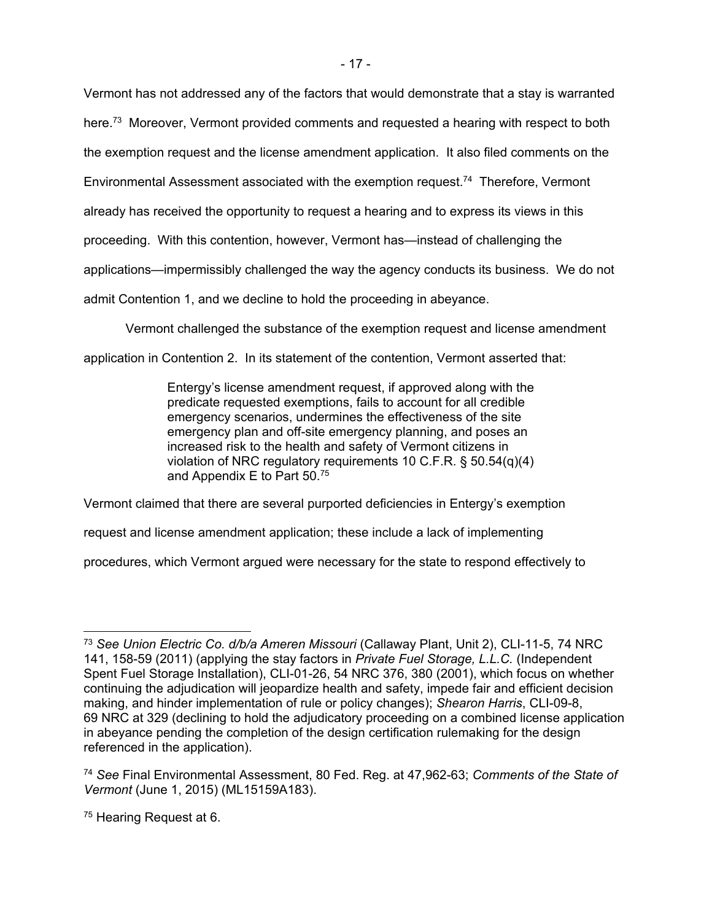Vermont has not addressed any of the factors that would demonstrate that a stay is warranted here.[73] Moreover, Vermont provided comments and requested a hearing with respect to both the exemption request and the license amendment application. It also filed comments on the Environmental Assessment associated with the exemption request.[74] Therefore, Vermont already has received the opportunity to request a hearing and to express its views in this proceeding. With this contention, however, Vermont has—instead of challenging the applications—impermissibly challenged the way the agency conducts its business. We do not admit Contention 1, and we decline to hold the proceeding in abeyance.

Vermont challenged the substance of the exemption request and license amendment application in Contention 2. In its statement of the contention, Vermont asserted that:

> Entergy's license amendment request, if approved along with the predicate requested exemptions, fails to account for all credible emergency scenarios, undermines the effectiveness of the site emergency plan and off-site emergency planning, and poses an increased risk to the health and safety of Vermont citizens in violation of NRC regulatory requirements 10 C.F.R. § 50.54(q)(4) and Appendix E to Part 50.[75]

Vermont claimed that there are several purported deficiencies in Entergy's exemption request and license amendment application; these include a lack of implementing procedures, which Vermont argued were necessary for the state to respond effectively to

---

[73] *See Union Electric Co. d/b/a Ameren Missouri* (Callaway Plant, Unit 2), CLI-11-5, 74 NRC 141, 158-59 (2011) (applying the stay factors in *Private Fuel Storage, L.L.C.* (Independent Spent Fuel Storage Installation), CLI-01-26, 54 NRC 376, 380 (2001), which focus on whether continuing the adjudication will jeopardize health and safety, impede fair and efficient decision making, and hinder implementation of rule or policy changes); *Shearon Harris*, CLI-09-8, 69 NRC at 329 (declining to hold the adjudicatory proceeding on a combined license application in abeyance pending the completion of the design certification rulemaking for the design referenced in the application).

[74] *See* Final Environmental Assessment, 80 Fed. Reg. at 47,962-63; *Comments of the State of Vermont* (June 1, 2015) (ML15159A183).

[75] Hearing Request at 6.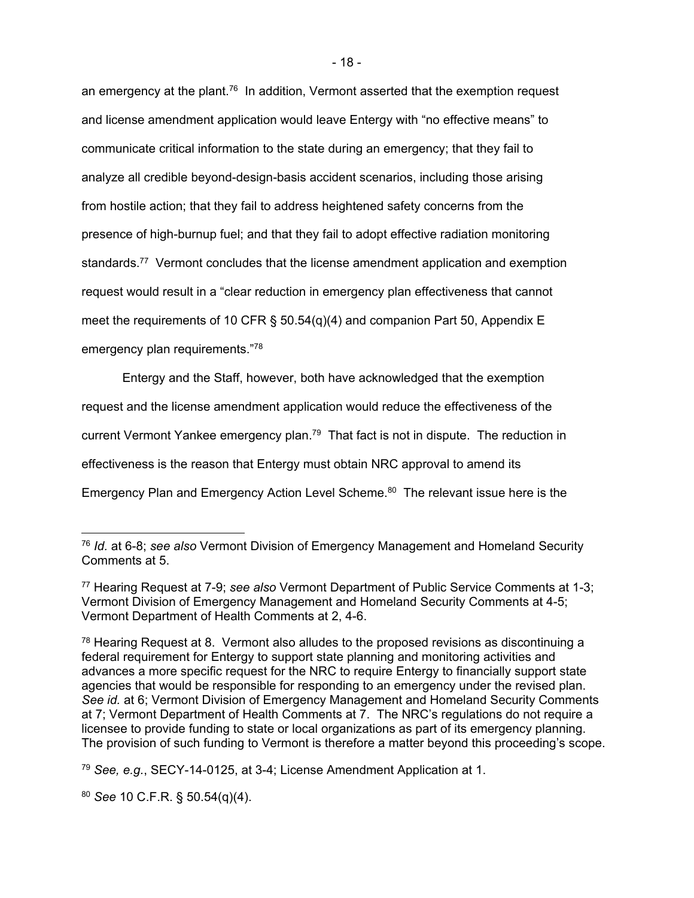an emergency at the plant.[76] In addition, Vermont asserted that the exemption request and license amendment application would leave Entergy with "no effective means" to communicate critical information to the state during an emergency; that they fail to analyze all credible beyond-design-basis accident scenarios, including those arising from hostile action; that they fail to address heightened safety concerns from the presence of high-burnup fuel; and that they fail to adopt effective radiation monitoring standards.[77] Vermont concludes that the license amendment application and exemption request would result in a "clear reduction in emergency plan effectiveness that cannot meet the requirements of 10 CFR § 50.54(q)(4) and companion Part 50, Appendix E emergency plan requirements."[78]

Entergy and the Staff, however, both have acknowledged that the exemption request and the license amendment application would reduce the effectiveness of the current Vermont Yankee emergency plan.[79] That fact is not in dispute. The reduction in effectiveness is the reason that Entergy must obtain NRC approval to amend its Emergency Plan and Emergency Action Level Scheme.[80] The relevant issue here is the

---

[76] *Id.* at 6-8; *see also* Vermont Division of Emergency Management and Homeland Security Comments at 5.

[77] Hearing Request at 7-9; *see also* Vermont Department of Public Service Comments at 1-3; Vermont Division of Emergency Management and Homeland Security Comments at 4-5; Vermont Department of Health Comments at 2, 4-6.

[78] Hearing Request at 8. Vermont also alludes to the proposed revisions as discontinuing a federal requirement for Entergy to support state planning and monitoring activities and advances a more specific request for the NRC to require Entergy to financially support state agencies that would be responsible for responding to an emergency under the revised plan. *See id.* at 6; Vermont Division of Emergency Management and Homeland Security Comments at 7; Vermont Department of Health Comments at 7. The NRC's regulations do not require a licensee to provide funding to state or local organizations as part of its emergency planning. The provision of such funding to Vermont is therefore a matter beyond this proceeding's scope.

[79] *See, e.g.*, SECY-14-0125, at 3-4; License Amendment Application at 1.

[80] *See* 10 C.F.R. § 50.54(q)(4).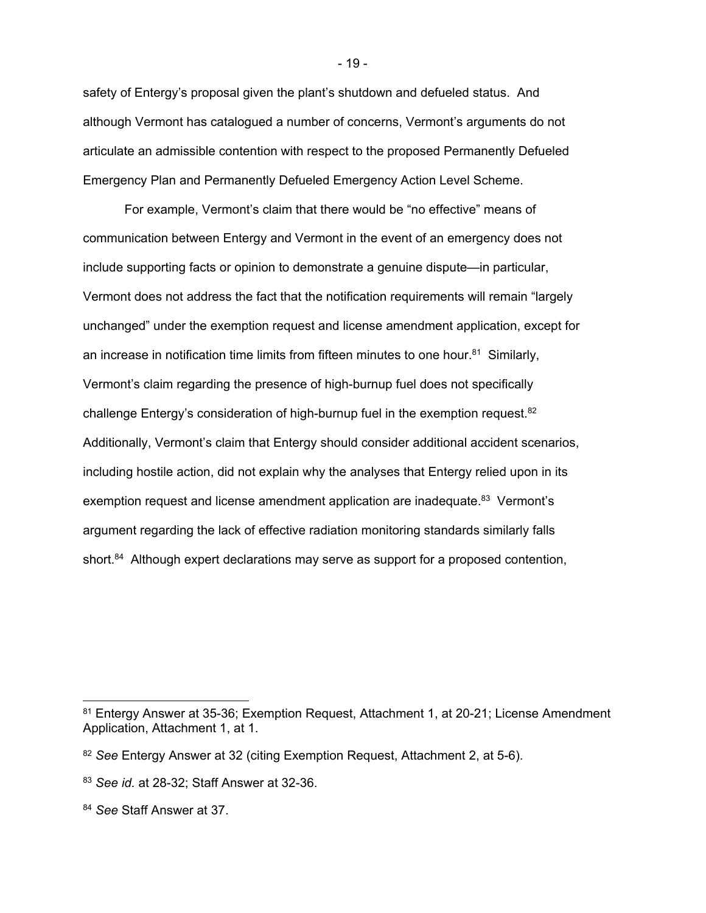safety of Entergy's proposal given the plant's shutdown and defueled status. And although Vermont has catalogued a number of concerns, Vermont's arguments do not articulate an admissible contention with respect to the proposed Permanently Defueled Emergency Plan and Permanently Defueled Emergency Action Level Scheme.

For example, Vermont's claim that there would be "no effective" means of communication between Entergy and Vermont in the event of an emergency does not include supporting facts or opinion to demonstrate a genuine dispute—in particular, Vermont does not address the fact that the notification requirements will remain "largely unchanged" under the exemption request and license amendment application, except for an increase in notification time limits from fifteen minutes to one hour.[81] Similarly, Vermont's claim regarding the presence of high-burnup fuel does not specifically challenge Entergy's consideration of high-burnup fuel in the exemption request.[82] Additionally, Vermont's claim that Entergy should consider additional accident scenarios, including hostile action, did not explain why the analyses that Entergy relied upon in its exemption request and license amendment application are inadequate.[83] Vermont's argument regarding the lack of effective radiation monitoring standards similarly falls short.[84] Although expert declarations may serve as support for a proposed contention,

---

[81] Entergy Answer at 35-36; Exemption Request, Attachment 1, at 20-21; License Amendment Application, Attachment 1, at 1.

[82] *See* Entergy Answer at 32 (citing Exemption Request, Attachment 2, at 5-6).

[83] *See id.* at 28-32; Staff Answer at 32-36.

[84] *See* Staff Answer at 37.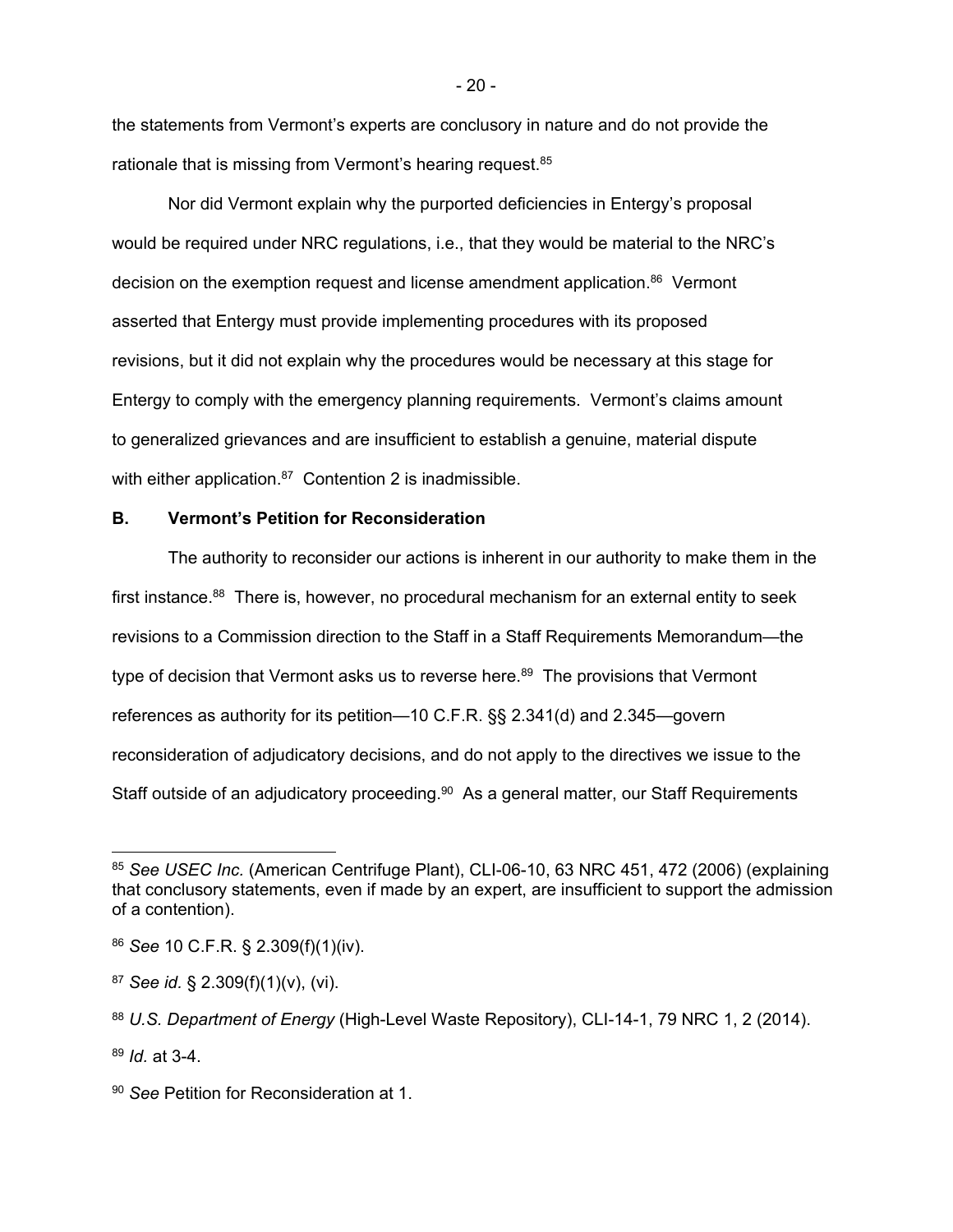the statements from Vermont's experts are conclusory in nature and do not provide the rationale that is missing from Vermont's hearing request.[85]

Nor did Vermont explain why the purported deficiencies in Entergy's proposal would be required under NRC regulations, i.e., that they would be material to the NRC's decision on the exemption request and license amendment application.[86] Vermont asserted that Entergy must provide implementing procedures with its proposed revisions, but it did not explain why the procedures would be necessary at this stage for Entergy to comply with the emergency planning requirements. Vermont's claims amount to generalized grievances and are insufficient to establish a genuine, material dispute with either application.[87] Contention 2 is inadmissible.

**B. Vermont's Petition for Reconsideration**

The authority to reconsider our actions is inherent in our authority to make them in the first instance.[88] There is, however, no procedural mechanism for an external entity to seek revisions to a Commission direction to the Staff in a Staff Requirements Memorandum—the type of decision that Vermont asks us to reverse here.[89] The provisions that Vermont references as authority for its petition—10 C.F.R. §§ 2.341(d) and 2.345—govern reconsideration of adjudicatory decisions, and do not apply to the directives we issue to the Staff outside of an adjudicatory proceeding.[90] As a general matter, our Staff Requirements

---

[85] *See USEC Inc.* (American Centrifuge Plant), CLI-06-10, 63 NRC 451, 472 (2006) (explaining that conclusory statements, even if made by an expert, are insufficient to support the admission of a contention).

[86] *See* 10 C.F.R. § 2.309(f)(1)(iv).

[87] *See id.* § 2.309(f)(1)(v), (vi).

[88] *U.S. Department of Energy* (High-Level Waste Repository), CLI-14-1, 79 NRC 1, 2 (2014).

[89] *Id.* at 3-4.

[90] *See* Petition for Reconsideration at 1.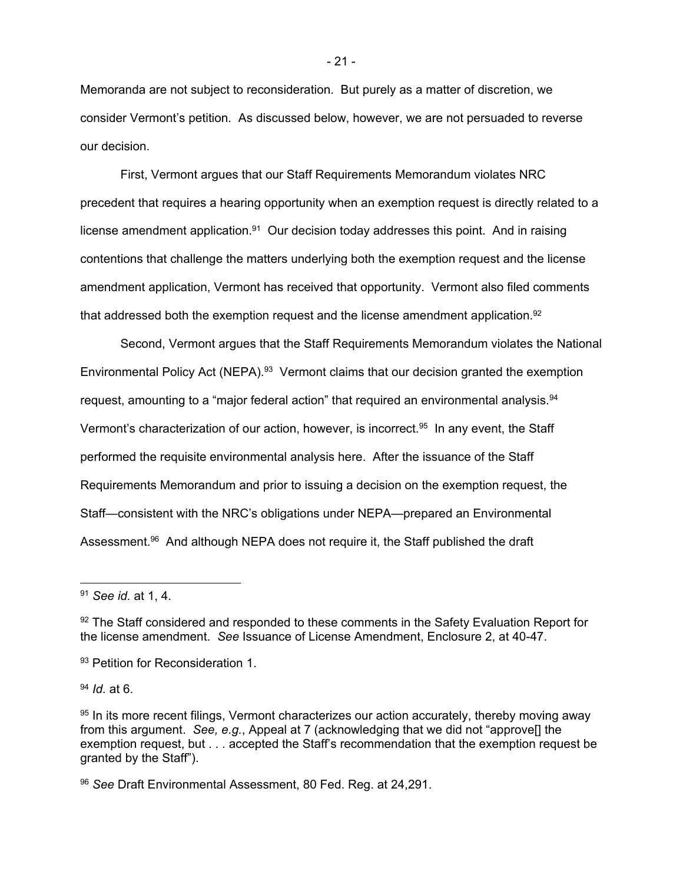Memoranda are not subject to reconsideration. But purely as a matter of discretion, we consider Vermont's petition. As discussed below, however, we are not persuaded to reverse our decision.

First, Vermont argues that our Staff Requirements Memorandum violates NRC precedent that requires a hearing opportunity when an exemption request is directly related to a license amendment application.[91] Our decision today addresses this point. And in raising contentions that challenge the matters underlying both the exemption request and the license amendment application, Vermont has received that opportunity. Vermont also filed comments that addressed both the exemption request and the license amendment application.[92]

Second, Vermont argues that the Staff Requirements Memorandum violates the National Environmental Policy Act (NEPA).[93] Vermont claims that our decision granted the exemption request, amounting to a "major federal action" that required an environmental analysis.[94] Vermont's characterization of our action, however, is incorrect.[95] In any event, the Staff performed the requisite environmental analysis here. After the issuance of the Staff Requirements Memorandum and prior to issuing a decision on the exemption request, the Staff—consistent with the NRC's obligations under NEPA—prepared an Environmental Assessment.[96] And although NEPA does not require it, the Staff published the draft

---

[91] *See id.* at 1, 4.

[92] The Staff considered and responded to these comments in the Safety Evaluation Report for the license amendment. *See* Issuance of License Amendment, Enclosure 2, at 40-47.

[93] Petition for Reconsideration 1.

[94] *Id.* at 6.

[95] In its more recent filings, Vermont characterizes our action accurately, thereby moving away from this argument. *See, e.g.*, Appeal at 7 (acknowledging that we did not "approve[] the exemption request, but . . . accepted the Staff's recommendation that the exemption request be granted by the Staff").

[96] *See* Draft Environmental Assessment, 80 Fed. Reg. at 24,291.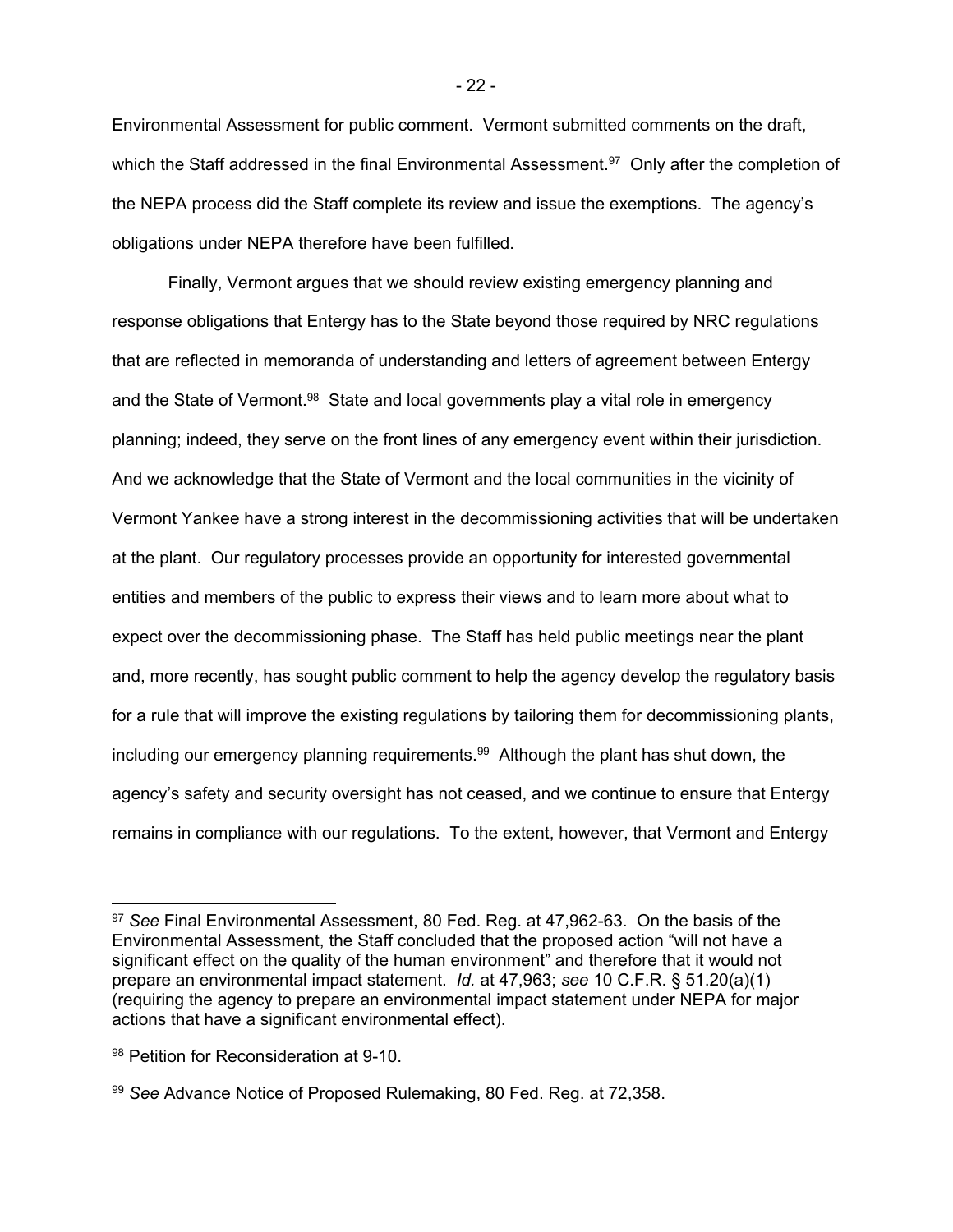Environmental Assessment for public comment. Vermont submitted comments on the draft, which the Staff addressed in the final Environmental Assessment.[97] Only after the completion of the NEPA process did the Staff complete its review and issue the exemptions. The agency's obligations under NEPA therefore have been fulfilled.

Finally, Vermont argues that we should review existing emergency planning and response obligations that Entergy has to the State beyond those required by NRC regulations that are reflected in memoranda of understanding and letters of agreement between Entergy and the State of Vermont.[98] State and local governments play a vital role in emergency planning; indeed, they serve on the front lines of any emergency event within their jurisdiction. And we acknowledge that the State of Vermont and the local communities in the vicinity of Vermont Yankee have a strong interest in the decommissioning activities that will be undertaken at the plant. Our regulatory processes provide an opportunity for interested governmental entities and members of the public to express their views and to learn more about what to expect over the decommissioning phase. The Staff has held public meetings near the plant and, more recently, has sought public comment to help the agency develop the regulatory basis for a rule that will improve the existing regulations by tailoring them for decommissioning plants, including our emergency planning requirements.[99] Although the plant has shut down, the agency's safety and security oversight has not ceased, and we continue to ensure that Entergy remains in compliance with our regulations. To the extent, however, that Vermont and Entergy

---

[97] *See* Final Environmental Assessment, 80 Fed. Reg. at 47,962-63. On the basis of the Environmental Assessment, the Staff concluded that the proposed action "will not have a significant effect on the quality of the human environment" and therefore that it would not prepare an environmental impact statement. *Id.* at 47,963; *see* 10 C.F.R. § 51.20(a)(1) (requiring the agency to prepare an environmental impact statement under NEPA for major actions that have a significant environmental effect).

[98] Petition for Reconsideration at 9-10.

[99] *See* Advance Notice of Proposed Rulemaking, 80 Fed. Reg. at 72,358.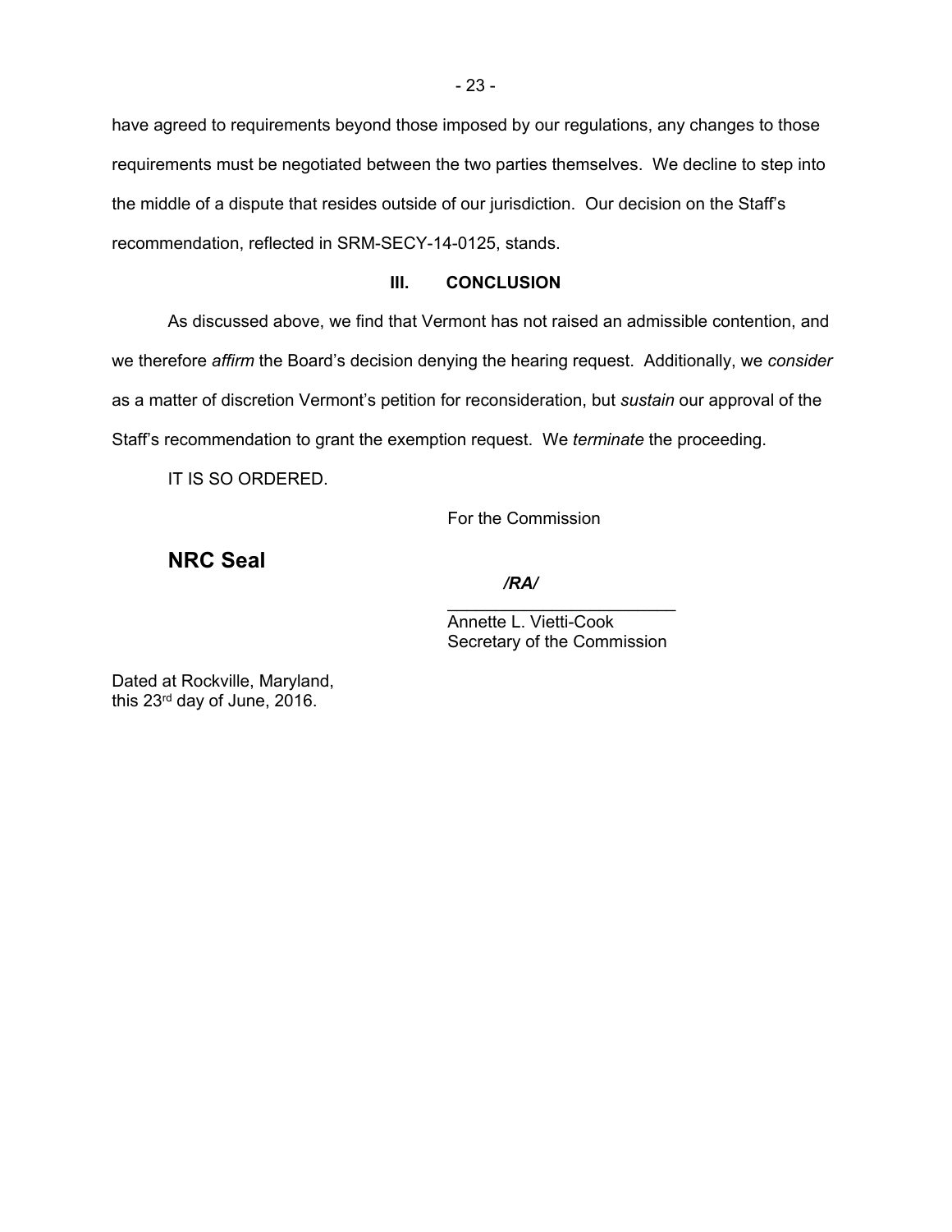have agreed to requirements beyond those imposed by our regulations, any changes to those requirements must be negotiated between the two parties themselves. We decline to step into the middle of a dispute that resides outside of our jurisdiction. Our decision on the Staff's recommendation, reflected in SRM-SECY-14-0125, stands.

### III. CONCLUSION

As discussed above, we find that Vermont has not raised an admissible contention, and we therefore *affirm* the Board's decision denying the hearing request. Additionally, we *consider* as a matter of discretion Vermont's petition for reconsideration, but *sustain* our approval of the Staff's recommendation to grant the exemption request. We *terminate* the proceeding.

IT IS SO ORDERED.

For the Commission

**NRC Seal**

***/RA/***

________________________
Annette L. Vietti-Cook
Secretary of the Commission

Dated at Rockville, Maryland,
this 23rd day of June, 2016.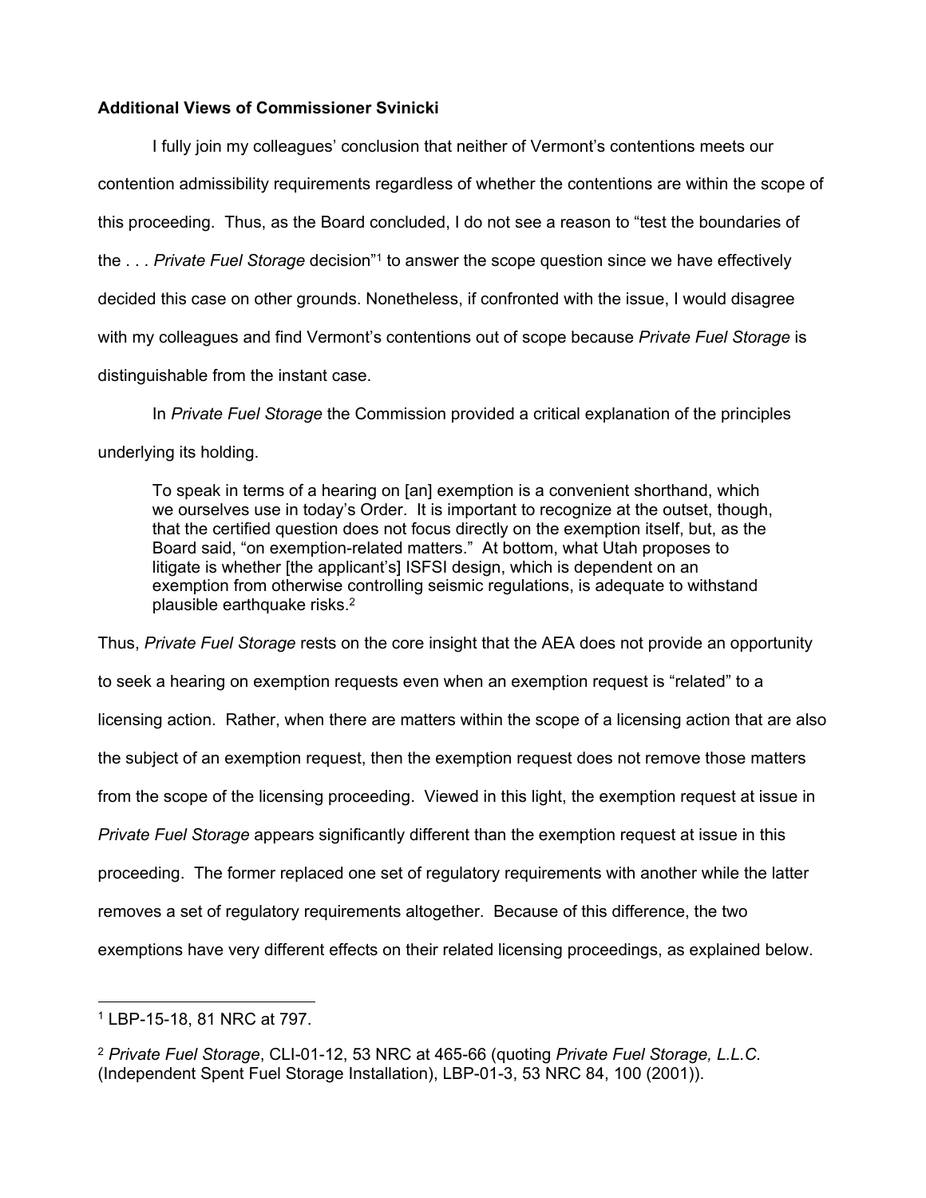**Additional Views of Commissioner Svinicki**

I fully join my colleagues' conclusion that neither of Vermont's contentions meets our contention admissibility requirements regardless of whether the contentions are within the scope of this proceeding. Thus, as the Board concluded, I do not see a reason to "test the boundaries of the . . . *Private Fuel Storage* decision"[1] to answer the scope question since we have effectively decided this case on other grounds. Nonetheless, if confronted with the issue, I would disagree with my colleagues and find Vermont's contentions out of scope because *Private Fuel Storage* is distinguishable from the instant case.

In *Private Fuel Storage* the Commission provided a critical explanation of the principles underlying its holding.

> To speak in terms of a hearing on [an] exemption is a convenient shorthand, which we ourselves use in today's Order. It is important to recognize at the outset, though, that the certified question does not focus directly on the exemption itself, but, as the Board said, "on exemption-related matters." At bottom, what Utah proposes to litigate is whether [the applicant's] ISFSI design, which is dependent on an exemption from otherwise controlling seismic regulations, is adequate to withstand plausible earthquake risks.[2]

Thus, *Private Fuel Storage* rests on the core insight that the AEA does not provide an opportunity to seek a hearing on exemption requests even when an exemption request is "related" to a licensing action. Rather, when there are matters within the scope of a licensing action that are also the subject of an exemption request, then the exemption request does not remove those matters from the scope of the licensing proceeding. Viewed in this light, the exemption request at issue in *Private Fuel Storage* appears significantly different than the exemption request at issue in this proceeding. The former replaced one set of regulatory requirements with another while the latter removes a set of regulatory requirements altogether. Because of this difference, the two exemptions have very different effects on their related licensing proceedings, as explained below.

---

[1] LBP-15-18, 81 NRC at 797.

[2] *Private Fuel Storage*, CLI-01-12, 53 NRC at 465-66 (quoting *Private Fuel Storage, L.L.C.* (Independent Spent Fuel Storage Installation), LBP-01-3, 53 NRC 84, 100 (2001)).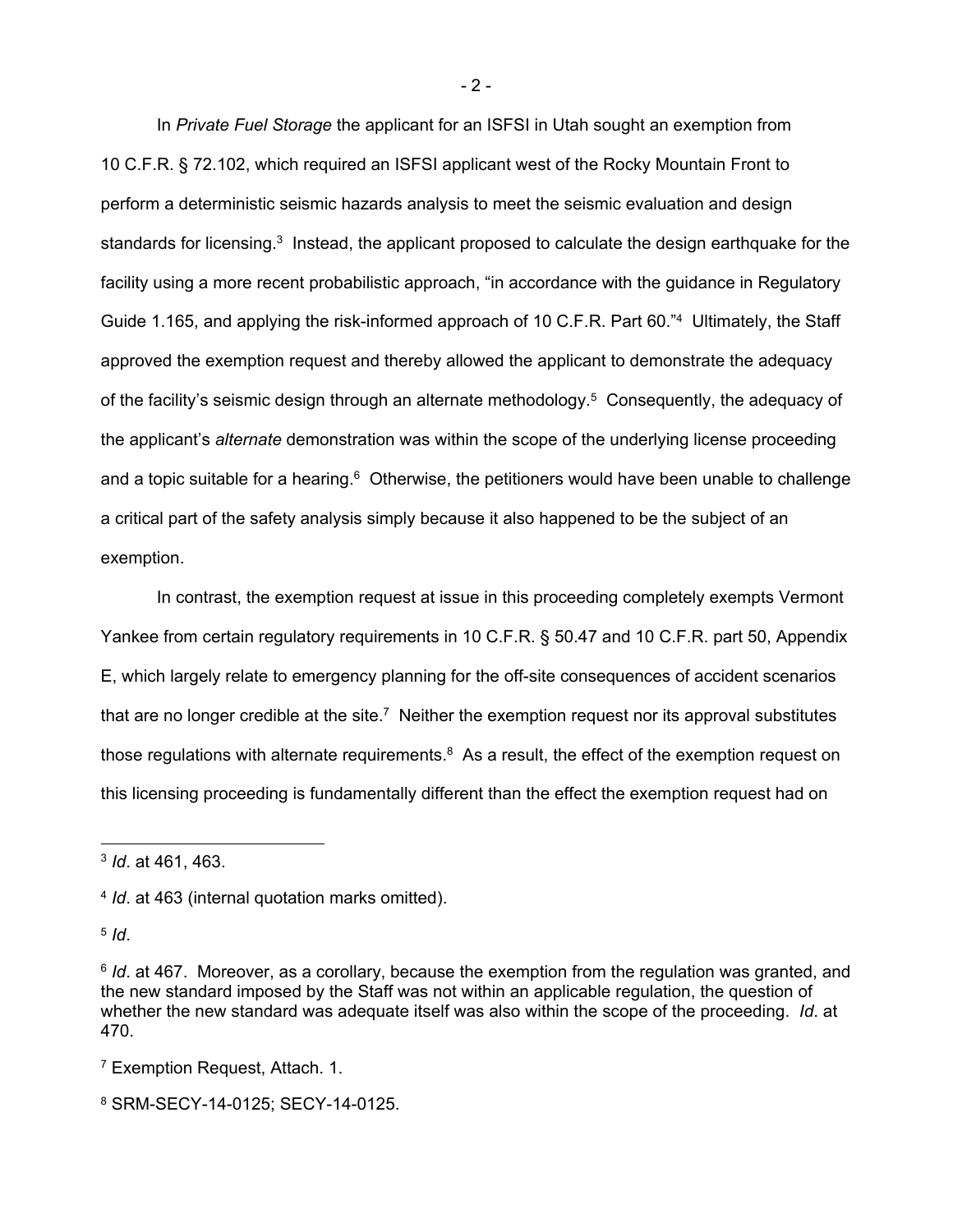In *Private Fuel Storage* the applicant for an ISFSI in Utah sought an exemption from 10 C.F.R. § 72.102, which required an ISFSI applicant west of the Rocky Mountain Front to perform a deterministic seismic hazards analysis to meet the seismic evaluation and design standards for licensing.[3] Instead, the applicant proposed to calculate the design earthquake for the facility using a more recent probabilistic approach, "in accordance with the guidance in Regulatory Guide 1.165, and applying the risk-informed approach of 10 C.F.R. Part 60."[4] Ultimately, the Staff approved the exemption request and thereby allowed the applicant to demonstrate the adequacy of the facility's seismic design through an alternate methodology.[5] Consequently, the adequacy of the applicant's *alternate* demonstration was within the scope of the underlying license proceeding and a topic suitable for a hearing.[6] Otherwise, the petitioners would have been unable to challenge a critical part of the safety analysis simply because it also happened to be the subject of an exemption.

In contrast, the exemption request at issue in this proceeding completely exempts Vermont Yankee from certain regulatory requirements in 10 C.F.R. § 50.47 and 10 C.F.R. part 50, Appendix E, which largely relate to emergency planning for the off-site consequences of accident scenarios that are no longer credible at the site.[7] Neither the exemption request nor its approval substitutes those regulations with alternate requirements.[8] As a result, the effect of the exemption request on this licensing proceeding is fundamentally different than the effect the exemption request had on

---

[3] *Id*. at 461, 463.

[4] *Id*. at 463 (internal quotation marks omitted).

[5] *Id*.

[6] *Id*. at 467. Moreover, as a corollary, because the exemption from the regulation was granted, and the new standard imposed by the Staff was not within an applicable regulation, the question of whether the new standard was adequate itself was also within the scope of the proceeding. *Id*. at 470.

[7] Exemption Request, Attach. 1.

[8] SRM-SECY-14-0125; SECY-14-0125.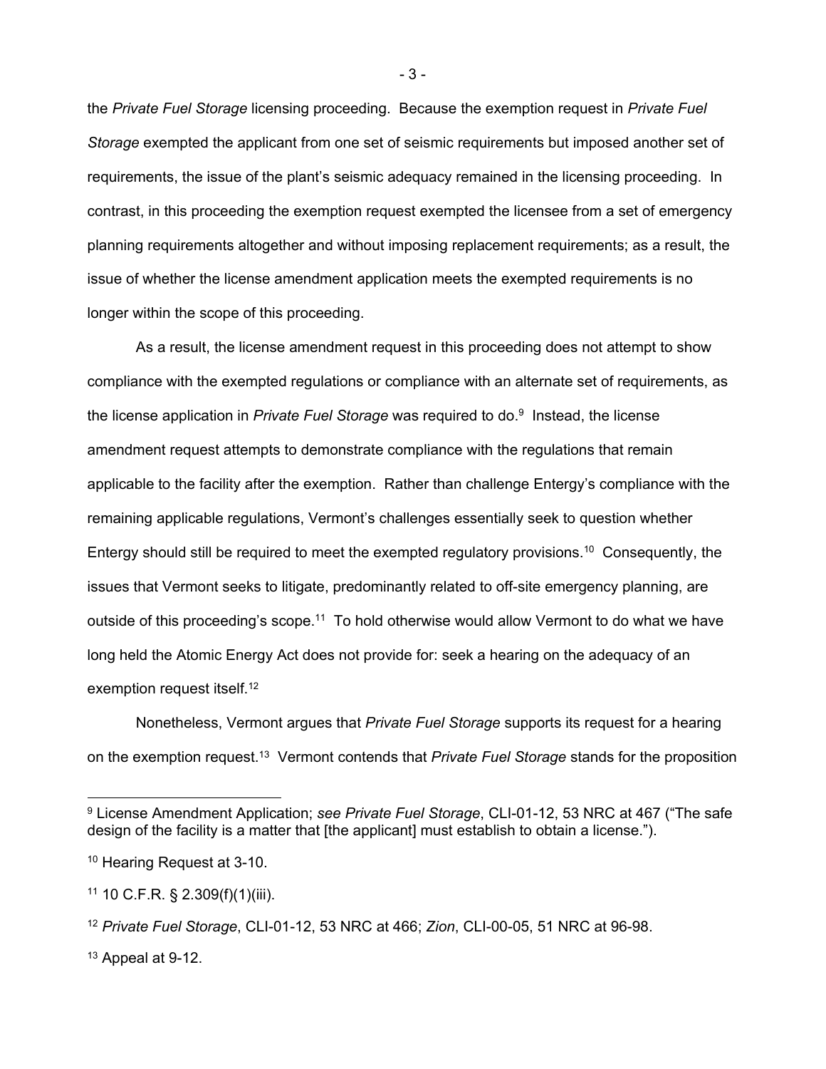the *Private Fuel Storage* licensing proceeding. Because the exemption request in *Private Fuel Storage* exempted the applicant from one set of seismic requirements but imposed another set of requirements, the issue of the plant's seismic adequacy remained in the licensing proceeding. In contrast, in this proceeding the exemption request exempted the licensee from a set of emergency planning requirements altogether and without imposing replacement requirements; as a result, the issue of whether the license amendment application meets the exempted requirements is no longer within the scope of this proceeding.

As a result, the license amendment request in this proceeding does not attempt to show compliance with the exempted regulations or compliance with an alternate set of requirements, as the license application in *Private Fuel Storage* was required to do.[9] Instead, the license amendment request attempts to demonstrate compliance with the regulations that remain applicable to the facility after the exemption. Rather than challenge Entergy's compliance with the remaining applicable regulations, Vermont's challenges essentially seek to question whether Entergy should still be required to meet the exempted regulatory provisions.[10] Consequently, the issues that Vermont seeks to litigate, predominantly related to off-site emergency planning, are outside of this proceeding's scope.[11] To hold otherwise would allow Vermont to do what we have long held the Atomic Energy Act does not provide for: seek a hearing on the adequacy of an exemption request itself.[12]

Nonetheless, Vermont argues that *Private Fuel Storage* supports its request for a hearing on the exemption request.[13] Vermont contends that *Private Fuel Storage* stands for the proposition

---

[9] License Amendment Application; *see Private Fuel Storage*, CLI-01-12, 53 NRC at 467 ("The safe design of the facility is a matter that [the applicant] must establish to obtain a license.").

[10] Hearing Request at 3-10.

[11] 10 C.F.R. § 2.309(f)(1)(iii).

[12] *Private Fuel Storage*, CLI-01-12, 53 NRC at 466; *Zion*, CLI-00-05, 51 NRC at 96-98.

[13] Appeal at 9-12.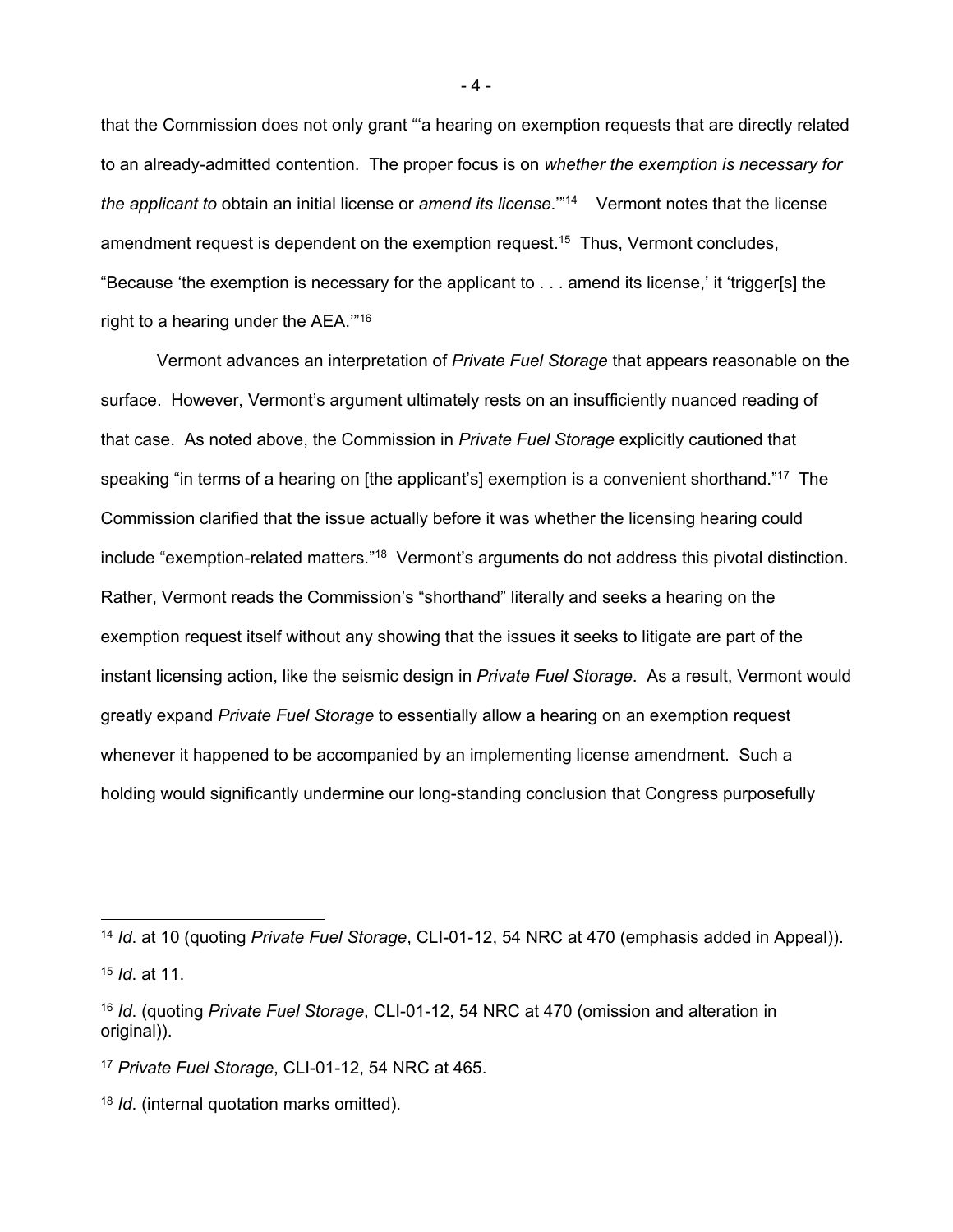that the Commission does not only grant "'a hearing on exemption requests that are directly related to an already-admitted contention. The proper focus is on *whether the exemption is necessary for the applicant to* obtain an initial license or *amend its license*.'"[14] Vermont notes that the license amendment request is dependent on the exemption request.[15] Thus, Vermont concludes, "Because 'the exemption is necessary for the applicant to . . . amend its license,' it 'trigger[s] the right to a hearing under the AEA.'"[16]

Vermont advances an interpretation of *Private Fuel Storage* that appears reasonable on the surface. However, Vermont's argument ultimately rests on an insufficiently nuanced reading of that case. As noted above, the Commission in *Private Fuel Storage* explicitly cautioned that speaking "in terms of a hearing on [the applicant's] exemption is a convenient shorthand."[17] The Commission clarified that the issue actually before it was whether the licensing hearing could include "exemption-related matters."[18] Vermont's arguments do not address this pivotal distinction. Rather, Vermont reads the Commission's "shorthand" literally and seeks a hearing on the exemption request itself without any showing that the issues it seeks to litigate are part of the instant licensing action, like the seismic design in *Private Fuel Storage*. As a result, Vermont would greatly expand *Private Fuel Storage* to essentially allow a hearing on an exemption request whenever it happened to be accompanied by an implementing license amendment. Such a holding would significantly undermine our long-standing conclusion that Congress purposefully

---

[14] *Id*. at 10 (quoting *Private Fuel Storage*, CLI-01-12, 54 NRC at 470 (emphasis added in Appeal)).

[15] *Id*. at 11.

[16] *Id*. (quoting *Private Fuel Storage*, CLI-01-12, 54 NRC at 470 (omission and alteration in original)).

[17] *Private Fuel Storage*, CLI-01-12, 54 NRC at 465.

[18] *Id*. (internal quotation marks omitted).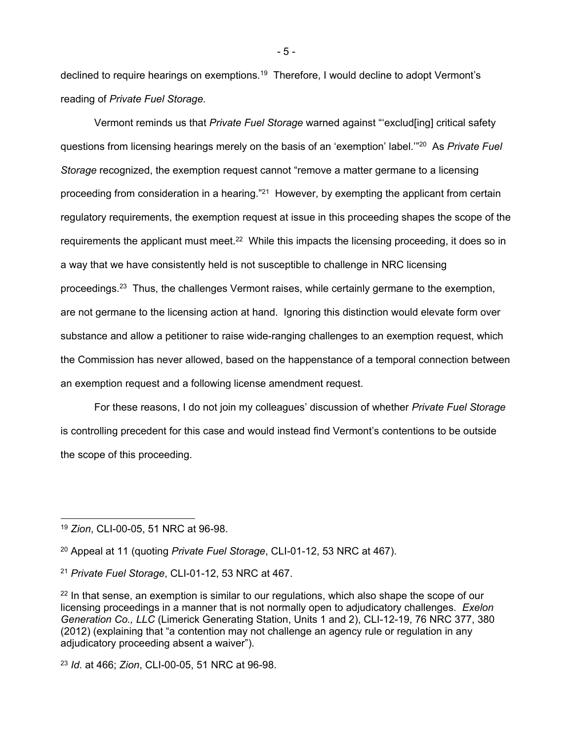declined to require hearings on exemptions.[19] Therefore, I would decline to adopt Vermont's reading of *Private Fuel Storage.*

Vermont reminds us that *Private Fuel Storage* warned against "'exclud[ing] critical safety questions from licensing hearings merely on the basis of an 'exemption' label.'"[20] As *Private Fuel Storage* recognized, the exemption request cannot "remove a matter germane to a licensing proceeding from consideration in a hearing."[21] However, by exempting the applicant from certain regulatory requirements, the exemption request at issue in this proceeding shapes the scope of the requirements the applicant must meet.[22] While this impacts the licensing proceeding, it does so in a way that we have consistently held is not susceptible to challenge in NRC licensing proceedings.[23] Thus, the challenges Vermont raises, while certainly germane to the exemption, are not germane to the licensing action at hand. Ignoring this distinction would elevate form over substance and allow a petitioner to raise wide-ranging challenges to an exemption request, which the Commission has never allowed, based on the happenstance of a temporal connection between an exemption request and a following license amendment request.

For these reasons, I do not join my colleagues' discussion of whether *Private Fuel Storage* is controlling precedent for this case and would instead find Vermont's contentions to be outside the scope of this proceeding.

---

[19] *Zion*, CLI-00-05, 51 NRC at 96-98.

[20] Appeal at 11 (quoting *Private Fuel Storage*, CLI-01-12, 53 NRC at 467).

[21] *Private Fuel Storage*, CLI-01-12, 53 NRC at 467.

[22] In that sense, an exemption is similar to our regulations, which also shape the scope of our licensing proceedings in a manner that is not normally open to adjudicatory challenges. *Exelon Generation Co., LLC* (Limerick Generating Station, Units 1 and 2), CLI-12-19, 76 NRC 377, 380 (2012) (explaining that "a contention may not challenge an agency rule or regulation in any adjudicatory proceeding absent a waiver").

[23] *Id*. at 466; *Zion*, CLI-00-05, 51 NRC at 96-98.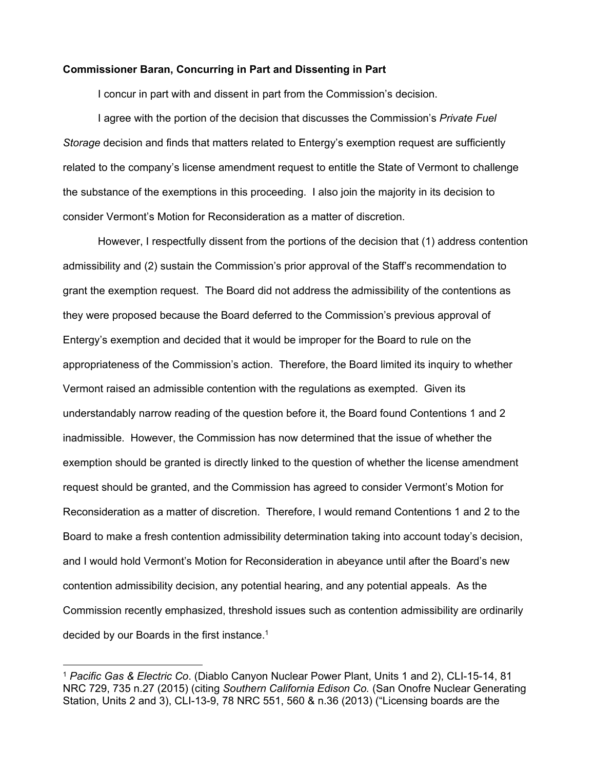**Commissioner Baran, Concurring in Part and Dissenting in Part**

I concur in part with and dissent in part from the Commission's decision.

I agree with the portion of the decision that discusses the Commission's *Private Fuel Storage* decision and finds that matters related to Entergy's exemption request are sufficiently related to the company's license amendment request to entitle the State of Vermont to challenge the substance of the exemptions in this proceeding. I also join the majority in its decision to consider Vermont's Motion for Reconsideration as a matter of discretion.

However, I respectfully dissent from the portions of the decision that (1) address contention admissibility and (2) sustain the Commission's prior approval of the Staff's recommendation to grant the exemption request. The Board did not address the admissibility of the contentions as they were proposed because the Board deferred to the Commission's previous approval of Entergy's exemption and decided that it would be improper for the Board to rule on the appropriateness of the Commission's action. Therefore, the Board limited its inquiry to whether Vermont raised an admissible contention with the regulations as exempted. Given its understandably narrow reading of the question before it, the Board found Contentions 1 and 2 inadmissible. However, the Commission has now determined that the issue of whether the exemption should be granted is directly linked to the question of whether the license amendment request should be granted, and the Commission has agreed to consider Vermont's Motion for Reconsideration as a matter of discretion. Therefore, I would remand Contentions 1 and 2 to the Board to make a fresh contention admissibility determination taking into account today's decision, and I would hold Vermont's Motion for Reconsideration in abeyance until after the Board's new contention admissibility decision, any potential hearing, and any potential appeals. As the Commission recently emphasized, threshold issues such as contention admissibility are ordinarily decided by our Boards in the first instance.[1]

---

[1] *Pacific Gas & Electric Co*. (Diablo Canyon Nuclear Power Plant, Units 1 and 2), CLI-15-14, 81 NRC 729, 735 n.27 (2015) (citing *Southern California Edison Co.* (San Onofre Nuclear Generating Station, Units 2 and 3), CLI-13-9, 78 NRC 551, 560 & n.36 (2013) ("Licensing boards are the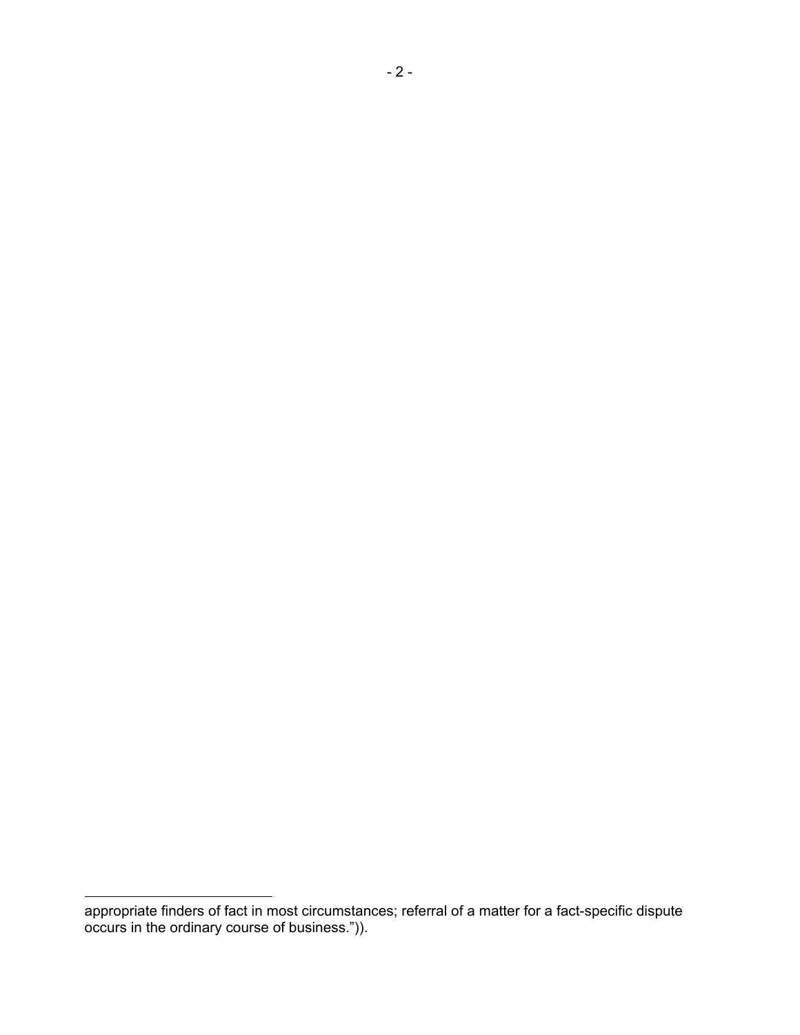appropriate finders of fact in most circumstances; referral of a matter for a fact-specific dispute occurs in the ordinary course of business.")).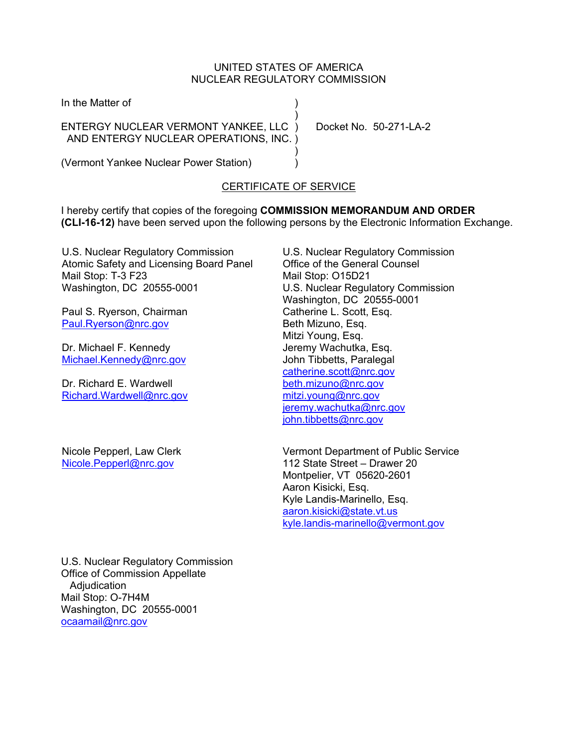UNITED STATES OF AMERICA
NUCLEAR REGULATORY COMMISSION

In the Matter of )
)
ENTERGY NUCLEAR VERMONT YANKEE, LLC ) Docket No. 50-271-LA-2
AND ENTERGY NUCLEAR OPERATIONS, INC. )
)
(Vermont Yankee Nuclear Power Station) )

## CERTIFICATE OF SERVICE

I hereby certify that copies of the foregoing **COMMISSION MEMORANDUM AND ORDER (CLI-16-12)** have been served upon the following persons by the Electronic Information Exchange.

U.S. Nuclear Regulatory Commission
Atomic Safety and Licensing Board Panel
Mail Stop: T-3 F23
Washington, DC 20555-0001

Paul S. Ryerson, Chairman
Paul.Ryerson@nrc.gov

Dr. Michael F. Kennedy
Michael.Kennedy@nrc.gov

Dr. Richard E. Wardwell
Richard.Wardwell@nrc.gov

Nicole Pepperl, Law Clerk
Nicole.Pepperl@nrc.gov

U.S. Nuclear Regulatory Commission
Office of the General Counsel
Mail Stop: O15D21
U.S. Nuclear Regulatory Commission
Washington, DC 20555-0001
Catherine L. Scott, Esq.
Beth Mizuno, Esq.
Mitzi Young, Esq.
Jeremy Wachutka, Esq.
John Tibbetts, Paralegal
catherine.scott@nrc.gov
beth.mizuno@nrc.gov
mitzi.young@nrc.gov
jeremy.wachutka@nrc.gov
john.tibbetts@nrc.gov

Vermont Department of Public Service
112 State Street – Drawer 20
Montpelier, VT 05620-2601
Aaron Kisicki, Esq.
Kyle Landis-Marinello, Esq.
aaron.kisicki@state.vt.us
kyle.landis-marinello@vermont.gov

U.S. Nuclear Regulatory Commission
Office of Commission Appellate Adjudication
Mail Stop: O-7H4M
Washington, DC 20555-0001
ocaamail@nrc.gov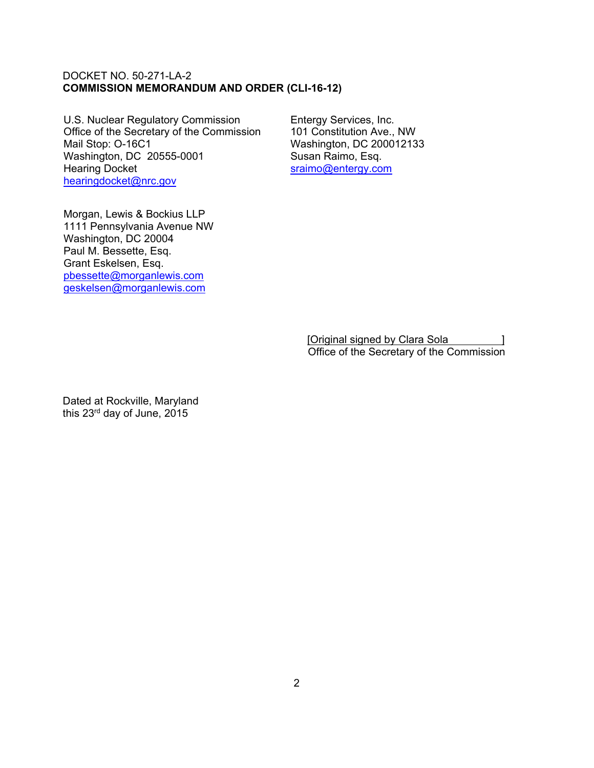DOCKET NO. 50-271-LA-2
**COMMISSION MEMORANDUM AND ORDER (CLI-16-12)**

U.S. Nuclear Regulatory Commission
Office of the Secretary of the Commission
Mail Stop: O-16C1
Washington, DC 20555-0001
Hearing Docket
hearingdocket@nrc.gov

Entergy Services, Inc.
101 Constitution Ave., NW
Washington, DC 200012133
Susan Raimo, Esq.
sraimo@entergy.com

Morgan, Lewis & Bockius LLP
1111 Pennsylvania Avenue NW
Washington, DC 20004
Paul M. Bessette, Esq.
Grant Eskelsen, Esq.
pbessette@morganlewis.com
geskelsen@morganlewis.com

[Original signed by Clara Sola ]
Office of the Secretary of the Commission

Dated at Rockville, Maryland
this 23rd day of June, 2015